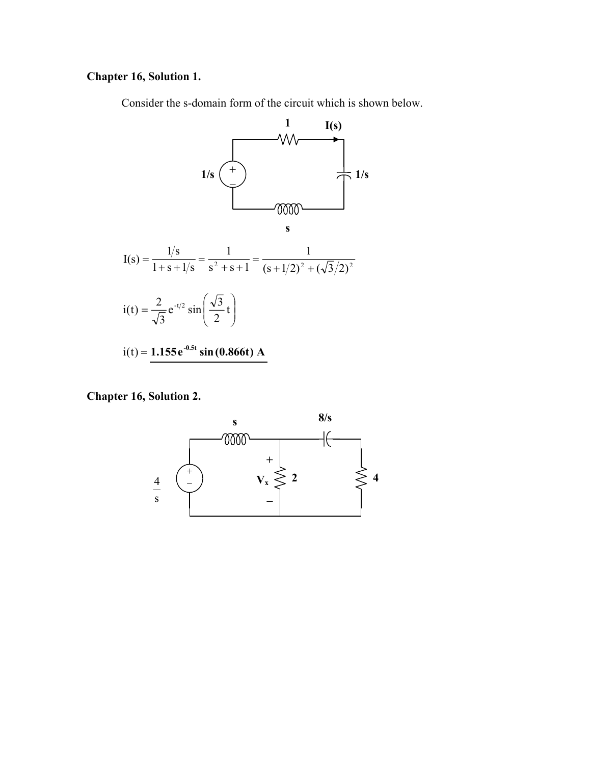## Chapter 16, Solution 1.

Consider the s-domain form of the circuit which is shown below.

$$I(s) = \frac{1/s}{1 + s + 1/s} = \frac{1}{s^2 + s + 1} = \frac{1}{(s + 1/2)^2 + (\sqrt{3}/2)^2}$$

$$i(t) = \frac{2}{\sqrt{3}} e^{-t/2} \sin\left(\frac{\sqrt{3}}{2} t\right)$$

$$i(t) = \underline{\mathbf{1.155 e^{-0.5t} \sin(0.866t) \ A}}$$

## Chapter 16, Solution 2.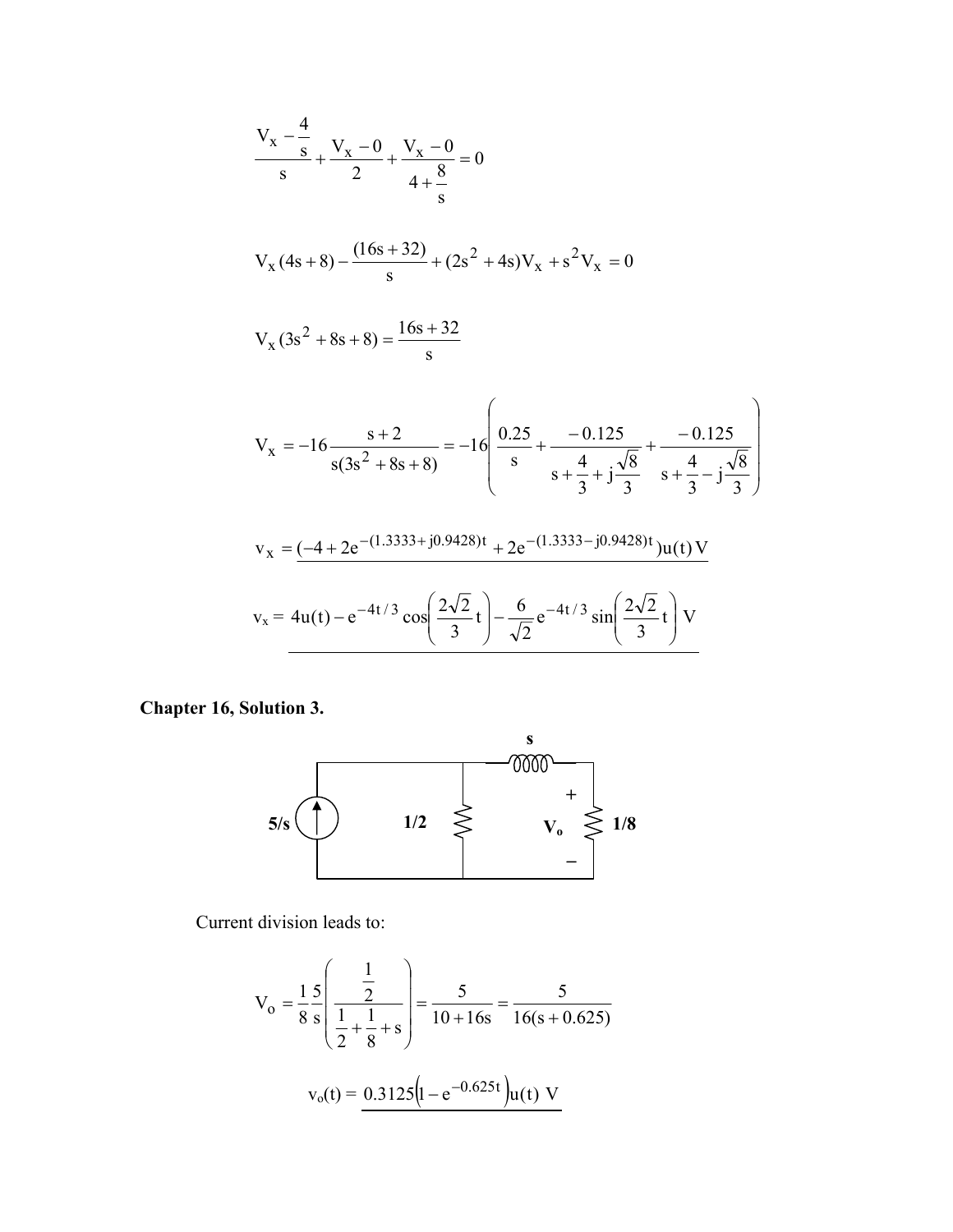$$\frac{V_x - \frac{4}{s}}{s} + \frac{V_x - 0}{2} + \frac{V_x - 0}{4 + \frac{8}{s}} = 0$$

$$V_x(4s+8) - \frac{(16s+32)}{s} + (2s^2+4s)V_x + s^2 V_x = 0$$

$$V_x(3s^2+8s+8) = \frac{16s+32}{s}$$

$$V_x = -16\frac{s+2}{s(3s^2+8s+8)} = -16\left(\frac{0.25}{s} + \frac{-0.125}{s + \frac{4}{3} + j\frac{\sqrt{8}}{3}} + \frac{-0.125}{s + \frac{4}{3} - j\frac{\sqrt{8}}{3}}\right)$$

$$\underline{v_x = (-4 + 2e^{-(1.3333 + j0.9428)t} + 2e^{-(1.3333 - j0.9428)t})u(t)\,\text{V}}$$

$$\underline{v_x = 4u(t) - e^{-4t/3}\cos\left(\frac{2\sqrt{2}}{3}t\right) - \frac{6}{\sqrt{2}}e^{-4t/3}\sin\left(\frac{2\sqrt{2}}{3}t\right)\ \text{V}}$$

**Chapter 16, Solution 3.**

(Circuit: current source $5/s$ in parallel with $1/2$ resistor; series inductor $s$ leading to $1/8$ resistor across which $V_o$ is measured.)

Current division leads to:

$$V_o = \frac{1}{8}\frac{5}{s}\left(\frac{\frac{1}{2}}{\frac{1}{2} + \frac{1}{8} + s}\right) = \frac{5}{10 + 16s} = \frac{5}{16(s + 0.625)}$$

$$v_o(t) = \underline{0.3125\left(1 - e^{-0.625t}\right)u(t)\ \text{V}}$$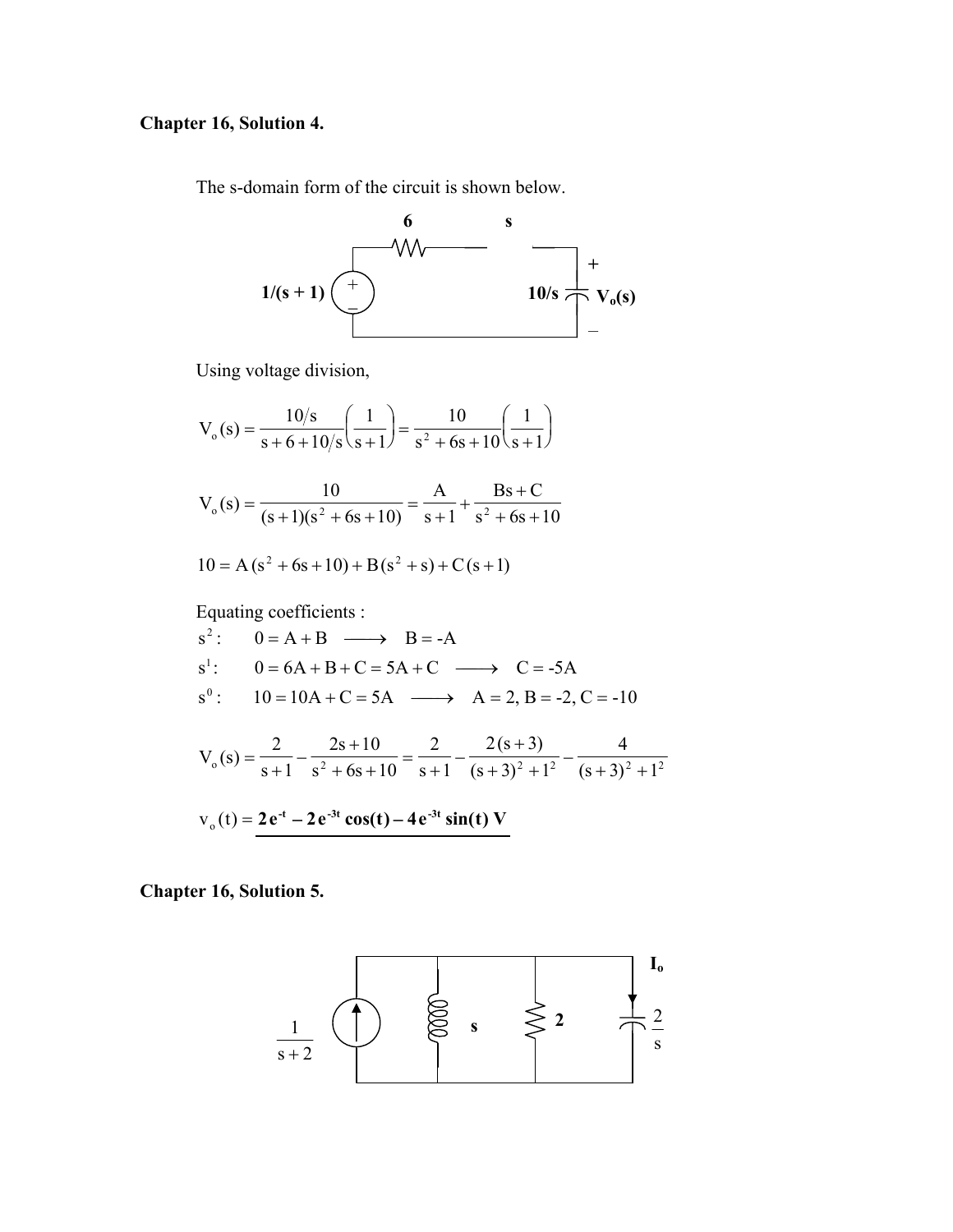**Chapter 16, Solution 4.**

The s-domain form of the circuit is shown below.

Using voltage division,

$$V_o(s) = \frac{10/s}{s + 6 + 10/s}\left(\frac{1}{s+1}\right) = \frac{10}{s^2 + 6s + 10}\left(\frac{1}{s+1}\right)$$

$$V_o(s) = \frac{10}{(s+1)(s^2 + 6s + 10)} = \frac{A}{s+1} + \frac{Bs + C}{s^2 + 6s + 10}$$

$$10 = A(s^2 + 6s + 10) + B(s^2 + s) + C(s+1)$$

Equating coefficients :

$s^2$: $\quad 0 = A + B \longrightarrow B = -A$

$s^1$: $\quad 0 = 6A + B + C = 5A + C \longrightarrow C = -5A$

$s^0$: $\quad 10 = 10A + C = 5A \longrightarrow A = 2, B = -2, C = -10$

$$V_o(s) = \frac{2}{s+1} - \frac{2s + 10}{s^2 + 6s + 10} = \frac{2}{s+1} - \frac{2(s+3)}{(s+3)^2 + 1^2} - \frac{4}{(s+3)^2 + 1^2}$$

$$v_o(t) = \mathbf{2e^{-t} - 2e^{-3t}\cos(t) - 4e^{-3t}\sin(t)\ V}$$

**Chapter 16, Solution 5.**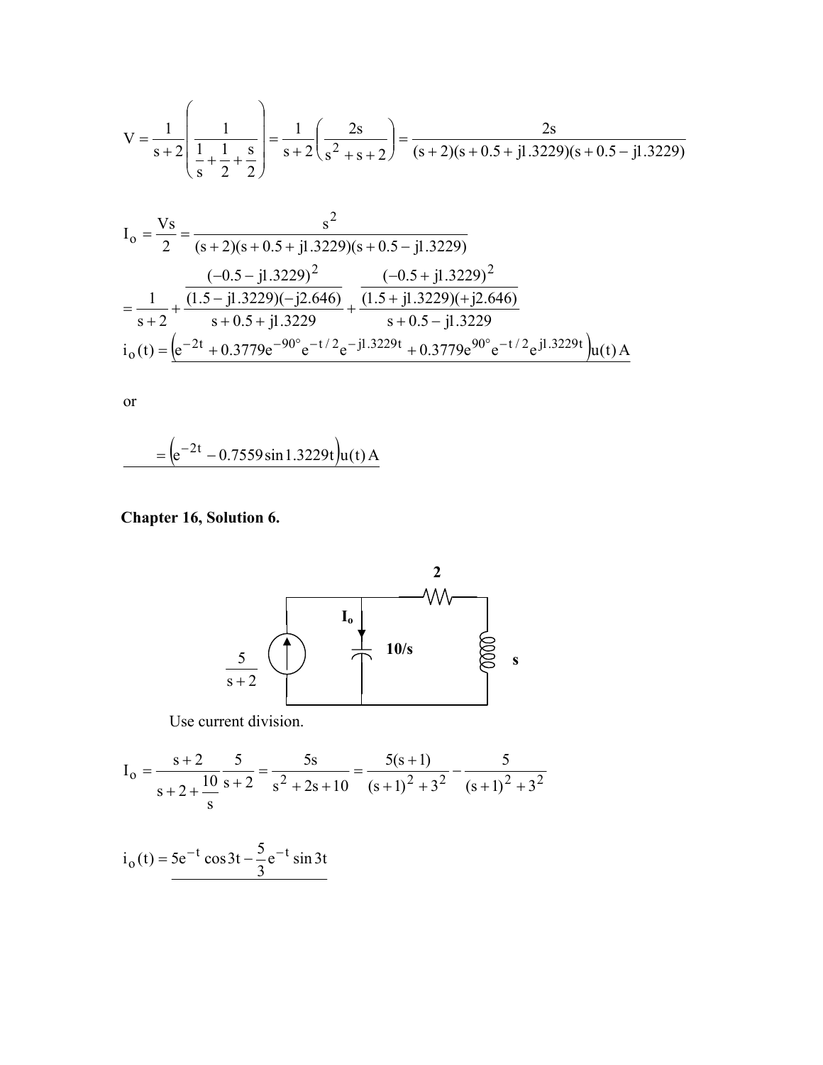$$V = \frac{1}{s+2}\left(\frac{1}{\frac{1}{s}+\frac{1}{2}+\frac{s}{2}}\right) = \frac{1}{s+2}\left(\frac{2s}{s^2+s+2}\right) = \frac{2s}{(s+2)(s+0.5+j1.3229)(s+0.5-j1.3229)}$$

$$I_o = \frac{Vs}{2} = \frac{s^2}{(s+2)(s+0.5+j1.3229)(s+0.5-j1.3229)}$$

$$= \frac{1}{s+2} + \frac{\frac{(-0.5-j1.3229)^2}{(1.5-j1.3229)(-j2.646)}}{s+0.5+j1.3229} + \frac{\frac{(-0.5+j1.3229)^2}{(1.5+j1.3229)(+j2.646)}}{s+0.5-j1.3229}$$

$$\underline{i_o(t) = \left(e^{-2t} + 0.3779e^{-90^\circ}e^{-t/2}e^{-j1.3229t} + 0.3779e^{90^\circ}e^{-t/2}e^{j1.3229t}\right)u(t)\,A}$$

or

$$\underline{= \left(e^{-2t} - 0.7559\sin 1.3229t\right)u(t)\,A}$$

**Chapter 16, Solution 6.**

Use current division.

$$I_o = \frac{s+2}{s+2+\frac{10}{s}}\frac{5}{s+2} = \frac{5s}{s^2+2s+10} = \frac{5(s+1)}{(s+1)^2+3^2} - \frac{5}{(s+1)^2+3^2}$$

$$\underline{i_o(t) = 5e^{-t}\cos 3t - \frac{5}{3}e^{-t}\sin 3t}$$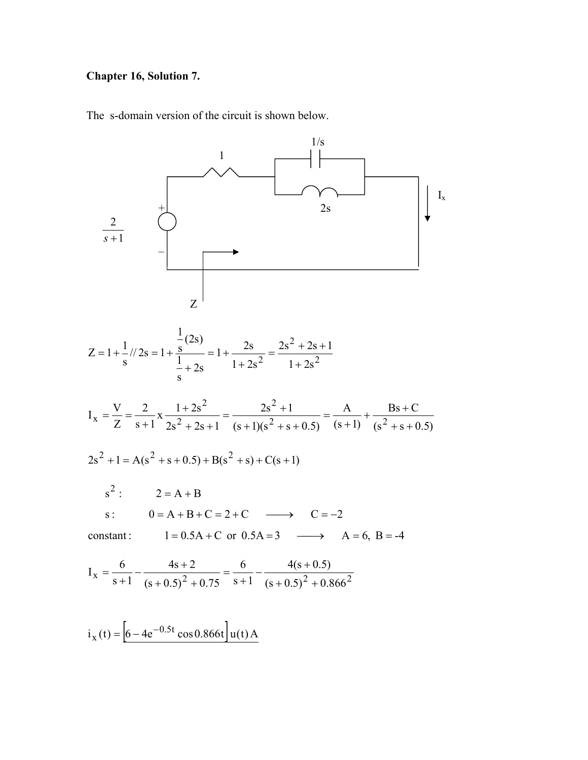**Chapter 16, Solution 7.**

The s-domain version of the circuit is shown below.

$$Z = 1 + \frac{1}{s} // 2s = 1 + \frac{\frac{1}{s}(2s)}{\frac{1}{s} + 2s} = 1 + \frac{2s}{1 + 2s^2} = \frac{2s^2 + 2s + 1}{1 + 2s^2}$$

$$I_x = \frac{V}{Z} = \frac{2}{s+1} x \frac{1 + 2s^2}{2s^2 + 2s + 1} = \frac{2s^2 + 1}{(s+1)(s^2 + s + 0.5)} = \frac{A}{(s+1)} + \frac{Bs + C}{(s^2 + s + 0.5)}$$

$$2s^2 + 1 = A(s^2 + s + 0.5) + B(s^2 + s) + C(s + 1)$$

$s^2$ : $\quad 2 = A + B$

$s$ : $\quad 0 = A + B + C = 2 + C \quad \longrightarrow \quad C = -2$

constant : $\quad 1 = 0.5A + C$ or $0.5A = 3 \quad \longrightarrow \quad A = 6,\ B = -4$

$$I_x = \frac{6}{s+1} - \frac{4s + 2}{(s + 0.5)^2 + 0.75} = \frac{6}{s+1} - \frac{4(s + 0.5)}{(s + 0.5)^2 + 0.866^2}$$

$$i_x(t) = \left[6 - 4e^{-0.5t}\cos 0.866t\right]u(t)\,A$$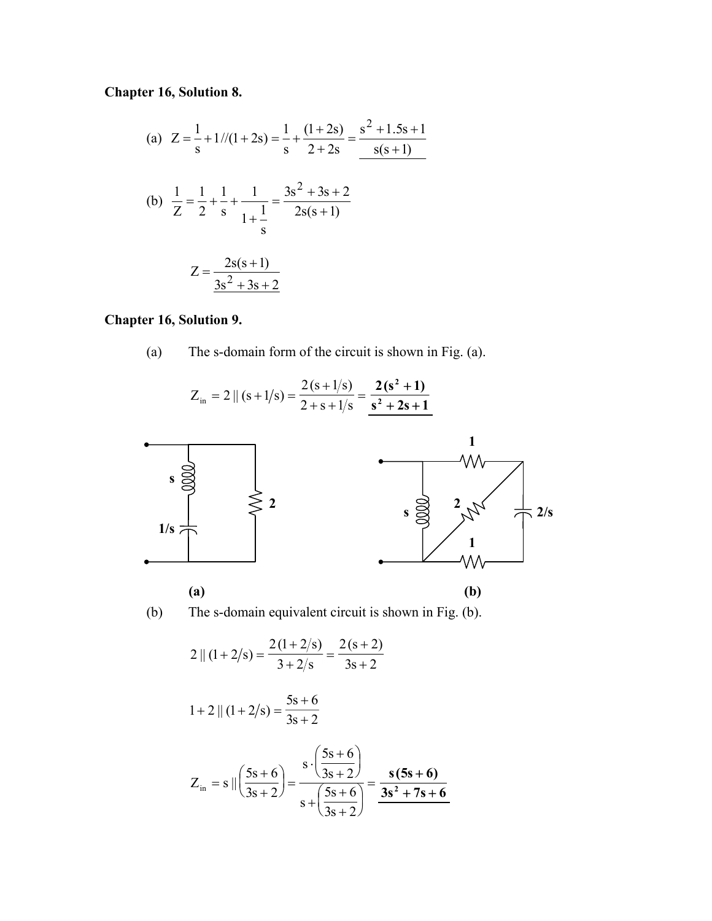**Chapter 16, Solution 8.**

(a) $Z = \frac{1}{s} + 1//(1+2s) = \frac{1}{s} + \frac{(1+2s)}{2+2s} = \underline{\frac{s^2+1.5s+1}{s(s+1)}}$

(b) $\frac{1}{Z} = \frac{1}{2} + \frac{1}{s} + \frac{1}{1+\frac{1}{s}} = \frac{3s^2+3s+2}{2s(s+1)}$

$$Z = \underline{\frac{2s(s+1)}{3s^2+3s+2}}$$

**Chapter 16, Solution 9.**

(a) The s-domain form of the circuit is shown in Fig. (a).

$$Z_{in} = 2 \parallel (s + 1/s) = \frac{2(s+1/s)}{2+s+1/s} = \underline{\mathbf{\frac{2(s^2+1)}{s^2+2s+1}}}$$

(a) (b)

(b) The s-domain equivalent circuit is shown in Fig. (b).

$$2 \parallel (1 + 2/s) = \frac{2(1+2/s)}{3+2/s} = \frac{2(s+2)}{3s+2}$$

$$1 + 2 \parallel (1 + 2/s) = \frac{5s+6}{3s+2}$$

$$Z_{in} = s \parallel \left(\frac{5s+6}{3s+2}\right) = \frac{s \cdot \left(\frac{5s+6}{3s+2}\right)}{s + \left(\frac{5s+6}{3s+2}\right)} = \underline{\mathbf{\frac{s(5s+6)}{3s^2+7s+6}}}$$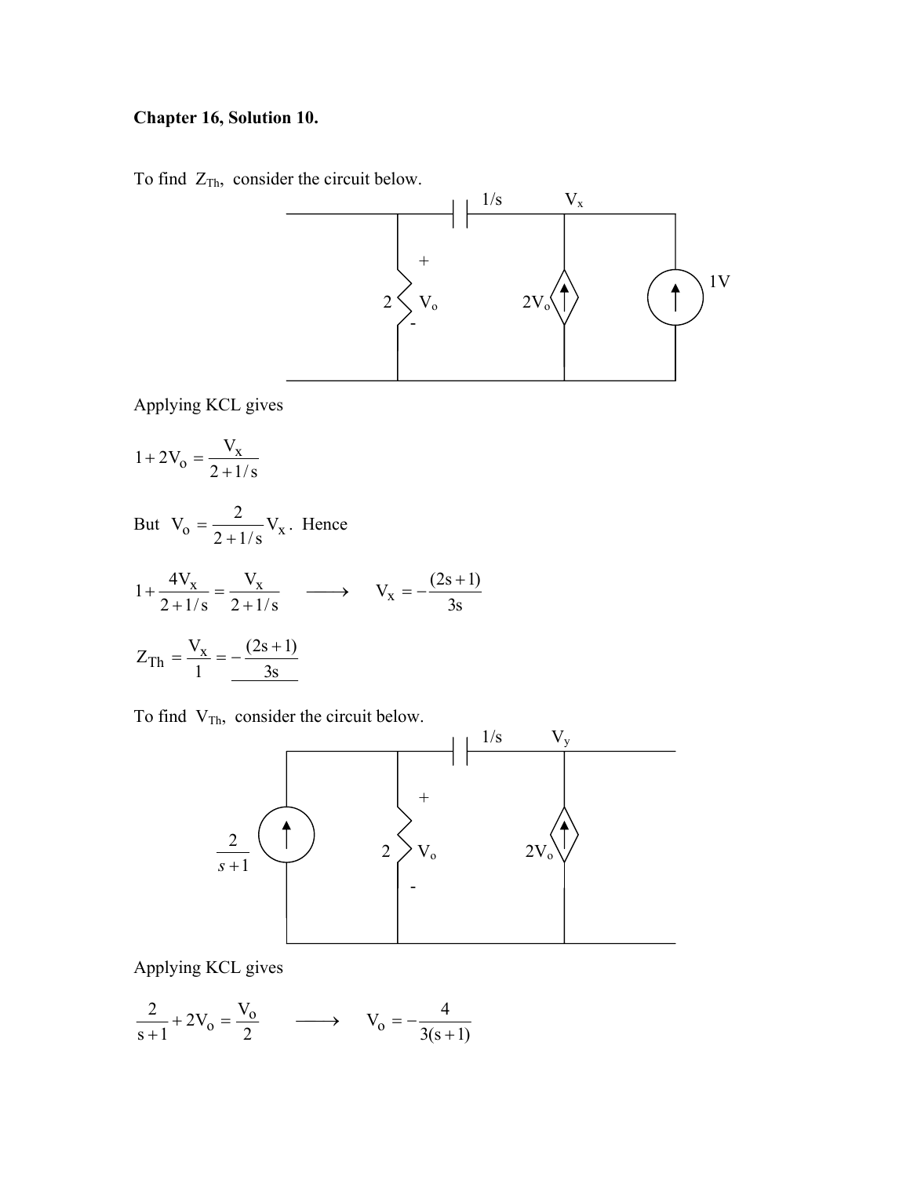**Chapter 16, Solution 10.**

To find $Z_{Th}$, consider the circuit below.

Applying KCL gives

$$1 + 2V_o = \frac{V_x}{2 + 1/s}$$

But $V_o = \frac{2}{2 + 1/s} V_x$. Hence

$$1 + \frac{4V_x}{2 + 1/s} = \frac{V_x}{2 + 1/s} \quad \longrightarrow \quad V_x = -\frac{(2s+1)}{3s}$$

$$Z_{Th} = \frac{V_x}{1} = -\frac{(2s+1)}{3s}$$

To find $V_{Th}$, consider the circuit below.

Applying KCL gives

$$\frac{2}{s+1} + 2V_o = \frac{V_o}{2} \quad \longrightarrow \quad V_o = -\frac{4}{3(s+1)}$$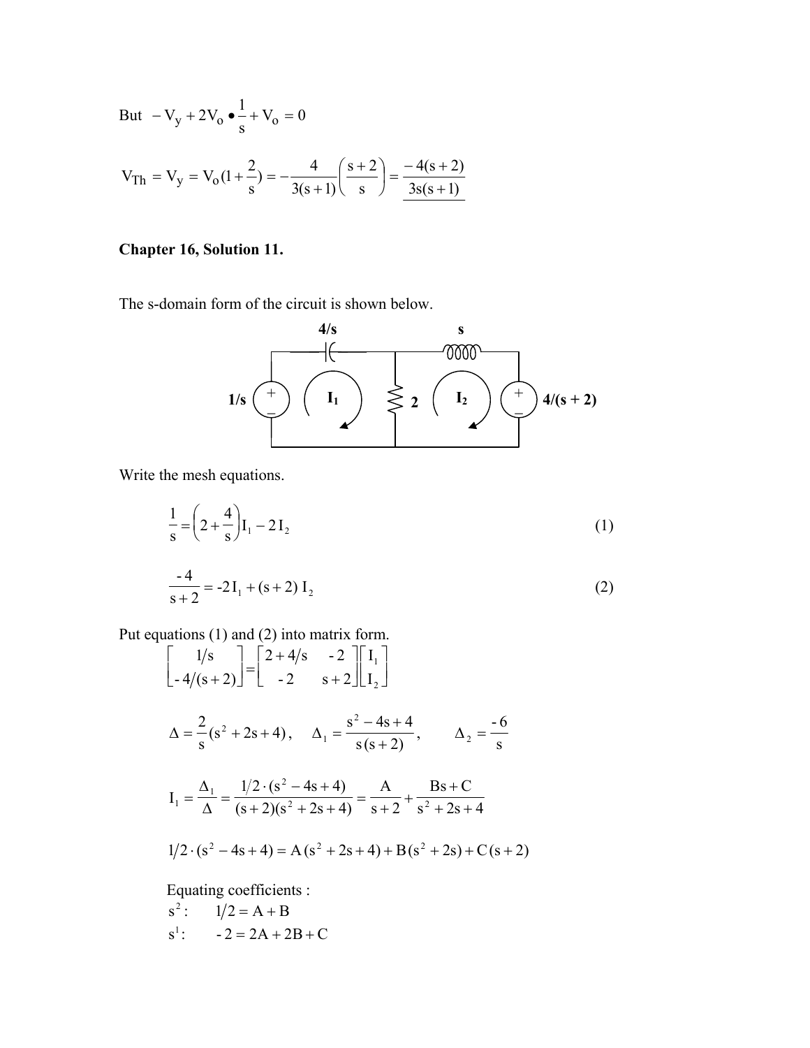But $-V_y + 2V_o \bullet \dfrac{1}{s} + V_o = 0$

$$V_{Th} = V_y = V_o(1 + \frac{2}{s}) = -\frac{4}{3(s+1)}\left(\frac{s+2}{s}\right) = \frac{-4(s+2)}{3s(s+1)}$$

**Chapter 16, Solution 11.**

The s-domain form of the circuit is shown below.

Write the mesh equations.

$$\frac{1}{s} = \left(2 + \frac{4}{s}\right) I_1 - 2\, I_2 \qquad (1)$$

$$\frac{-4}{s+2} = -2 I_1 + (s+2)\, I_2 \qquad (2)$$

Put equations (1) and (2) into matrix form.

$$\begin{bmatrix} 1/s \\ -4/(s+2) \end{bmatrix} = \begin{bmatrix} 2 + 4/s & -2 \\ -2 & s+2 \end{bmatrix} \begin{bmatrix} I_1 \\ I_2 \end{bmatrix}$$

$$\Delta = \frac{2}{s}(s^2 + 2s + 4), \quad \Delta_1 = \frac{s^2 - 4s + 4}{s\,(s+2)}, \qquad \Delta_2 = \frac{-6}{s}$$

$$I_1 = \frac{\Delta_1}{\Delta} = \frac{1/2 \cdot (s^2 - 4s + 4)}{(s+2)(s^2 + 2s + 4)} = \frac{A}{s+2} + \frac{Bs + C}{s^2 + 2s + 4}$$

$$1/2 \cdot (s^2 - 4s + 4) = A\,(s^2 + 2s + 4) + B\,(s^2 + 2s) + C\,(s+2)$$

Equating coefficients :

$s^2$: $\quad 1/2 = A + B$

$s^1$: $\quad -2 = 2A + 2B + C$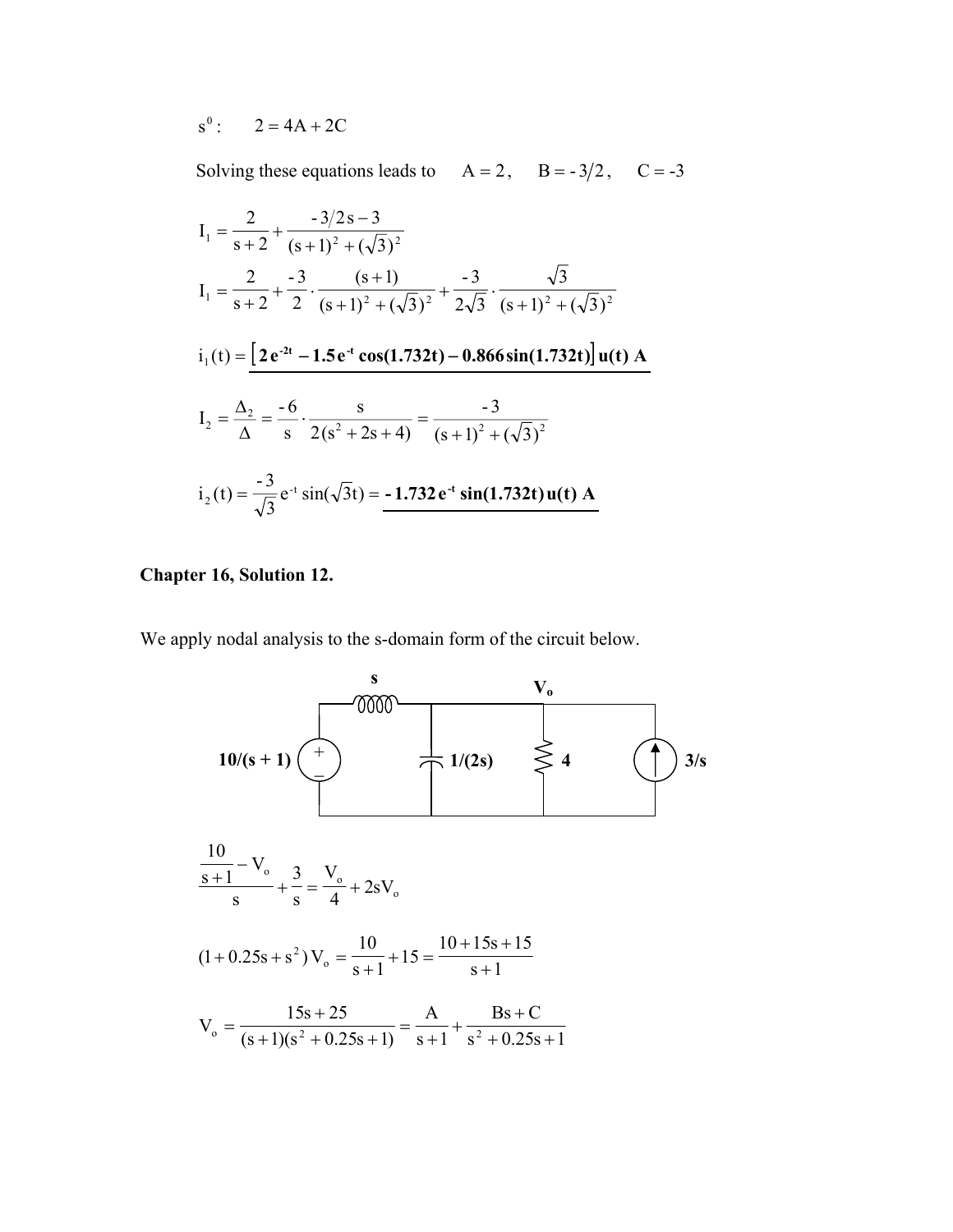$$s^0: \qquad 2 = 4A + 2C$$

Solving these equations leads to $\quad A = 2, \quad B = -3/2, \quad C = -3$

$$I_1 = \frac{2}{s+2} + \frac{-3/2\,s - 3}{(s+1)^2 + (\sqrt{3})^2}$$

$$I_1 = \frac{2}{s+2} + \frac{-3}{2} \cdot \frac{(s+1)}{(s+1)^2 + (\sqrt{3})^2} + \frac{-3}{2\sqrt{3}} \cdot \frac{\sqrt{3}}{(s+1)^2 + (\sqrt{3})^2}$$

$$i_1(t) = \underline{\left[ 2e^{-2t} - 1.5e^{-t}\cos(1.732t) - 0.866\sin(1.732t) \right] u(t) \text{ A}}$$

$$I_2 = \frac{\Delta_2}{\Delta} = \frac{-6}{s} \cdot \frac{s}{2(s^2 + 2s + 4)} = \frac{-3}{(s+1)^2 + (\sqrt{3})^2}$$

$$i_2(t) = \frac{-3}{\sqrt{3}} e^{-t}\sin(\sqrt{3}t) = \underline{-1.732\,e^{-t}\sin(1.732t)\,u(t) \text{ A}}$$

## Chapter 16, Solution 12.

We apply nodal analysis to the s-domain form of the circuit below.

$$\frac{\frac{10}{s+1} - V_o}{s} + \frac{3}{s} = \frac{V_o}{4} + 2sV_o$$

$$(1 + 0.25s + s^2)\,V_o = \frac{10}{s+1} + 15 = \frac{10 + 15s + 15}{s+1}$$

$$V_o = \frac{15s + 25}{(s+1)(s^2 + 0.25s + 1)} = \frac{A}{s+1} + \frac{Bs + C}{s^2 + 0.25s + 1}$$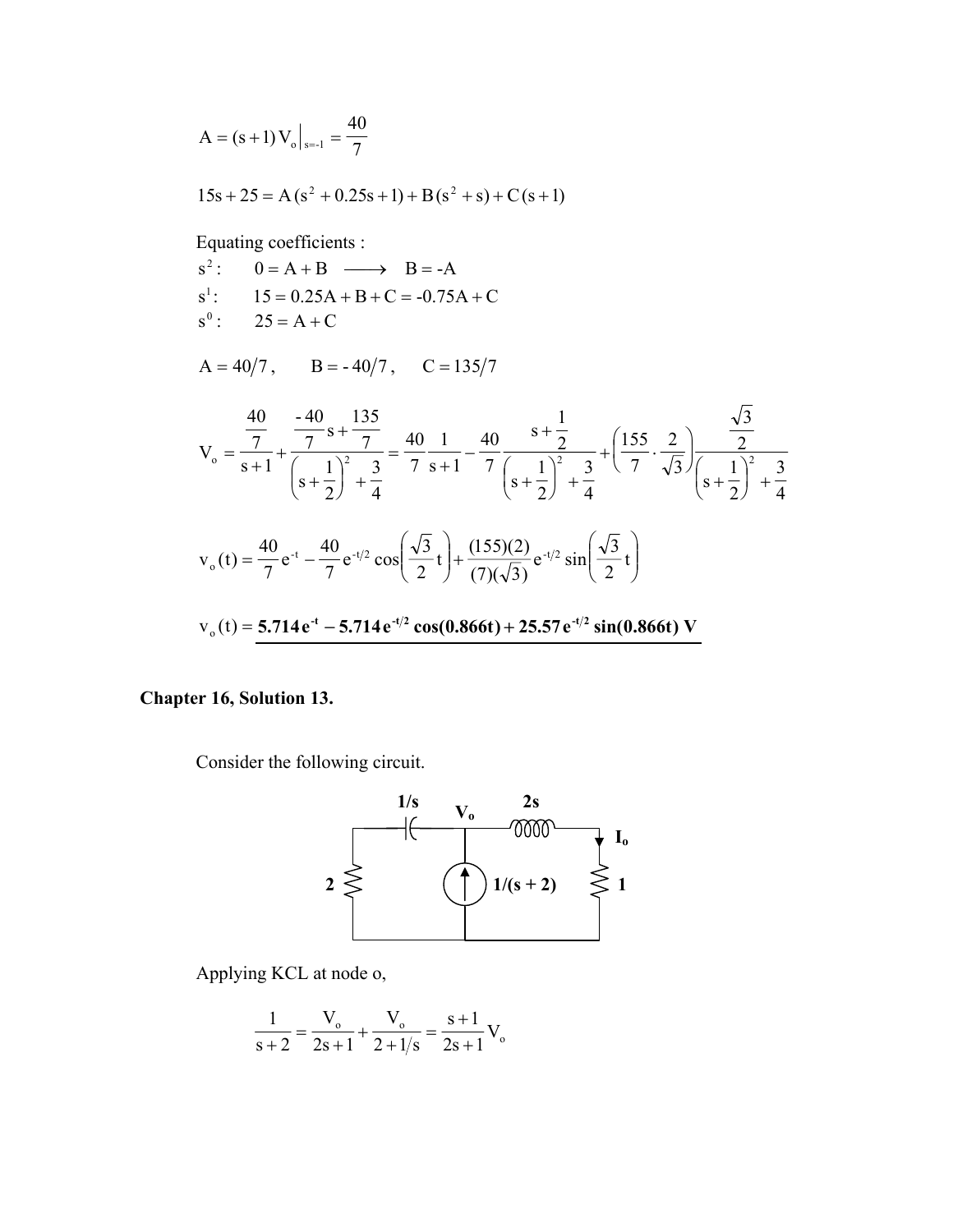$$A = (s+1)V_o\Big|_{s=-1} = \frac{40}{7}$$

$$15s + 25 = A(s^2 + 0.25s + 1) + B(s^2 + s) + C(s+1)$$

Equating coefficients :

$s^2$: $\quad 0 = A + B \longrightarrow B = -A$

$s^1$: $\quad 15 = 0.25A + B + C = -0.75A + C$

$s^0$: $\quad 25 = A + C$

$$A = 40/7, \qquad B = -40/7, \qquad C = 135/7$$

$$V_o = \frac{\frac{40}{7}}{s+1} + \frac{\frac{-40}{7}s + \frac{135}{7}}{\left(s+\frac{1}{2}\right)^2 + \frac{3}{4}} = \frac{40}{7}\frac{1}{s+1} - \frac{40}{7}\frac{s+\frac{1}{2}}{\left(s+\frac{1}{2}\right)^2 + \frac{3}{4}} + \left(\frac{155}{7}\cdot\frac{2}{\sqrt{3}}\right)\frac{\frac{\sqrt{3}}{2}}{\left(s+\frac{1}{2}\right)^2 + \frac{3}{4}}$$

$$v_o(t) = \frac{40}{7}e^{-t} - \frac{40}{7}e^{-t/2}\cos\left(\frac{\sqrt{3}}{2}t\right) + \frac{(155)(2)}{(7)(\sqrt{3})}e^{-t/2}\sin\left(\frac{\sqrt{3}}{2}t\right)$$

$$v_o(t) = \underline{\mathbf{5.714\,e^{-t} - 5.714\,e^{-t/2}\cos(0.866t) + 25.57\,e^{-t/2}\sin(0.866t)\ V}}$$

## Chapter 16, Solution 13.

Consider the following circuit.

Applying KCL at node o,

$$\frac{1}{s+2} = \frac{V_o}{2s+1} + \frac{V_o}{2+1/s} = \frac{s+1}{2s+1}V_o$$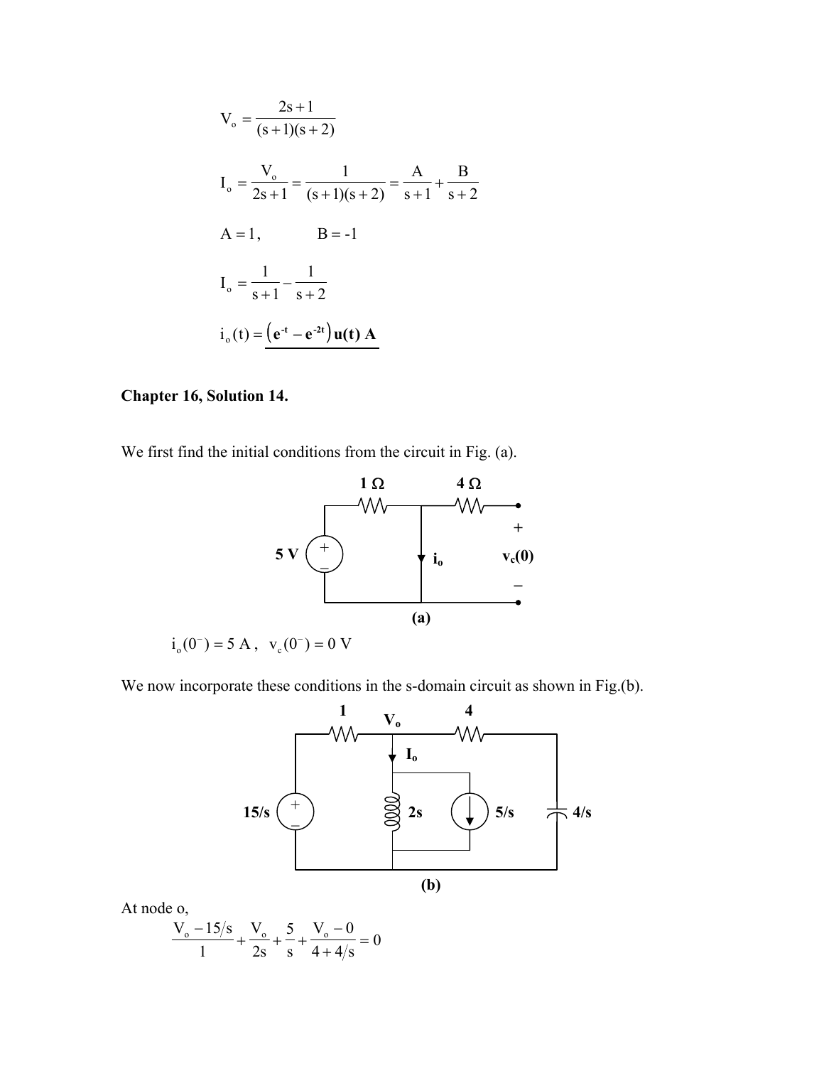$$V_o = \frac{2s+1}{(s+1)(s+2)}$$

$$I_o = \frac{V_o}{2s+1} = \frac{1}{(s+1)(s+2)} = \frac{A}{s+1} + \frac{B}{s+2}$$

$$A = 1, \qquad B = -1$$

$$I_o = \frac{1}{s+1} - \frac{1}{s+2}$$

$$i_o(t) = \underline{\left(\mathbf{e^{-t} - e^{-2t}}\right)\mathbf{u(t)\ A}}$$

**Chapter 16, Solution 14.**

We first find the initial conditions from the circuit in Fig. (a).

(a)

$$i_o(0^-) = 5\text{ A}, \quad v_c(0^-) = 0\text{ V}$$

We now incorporate these conditions in the s-domain circuit as shown in Fig.(b).

(b)

At node o,

$$\frac{V_o - 15/s}{1} + \frac{V_o}{2s} + \frac{5}{s} + \frac{V_o - 0}{4 + 4/s} = 0$$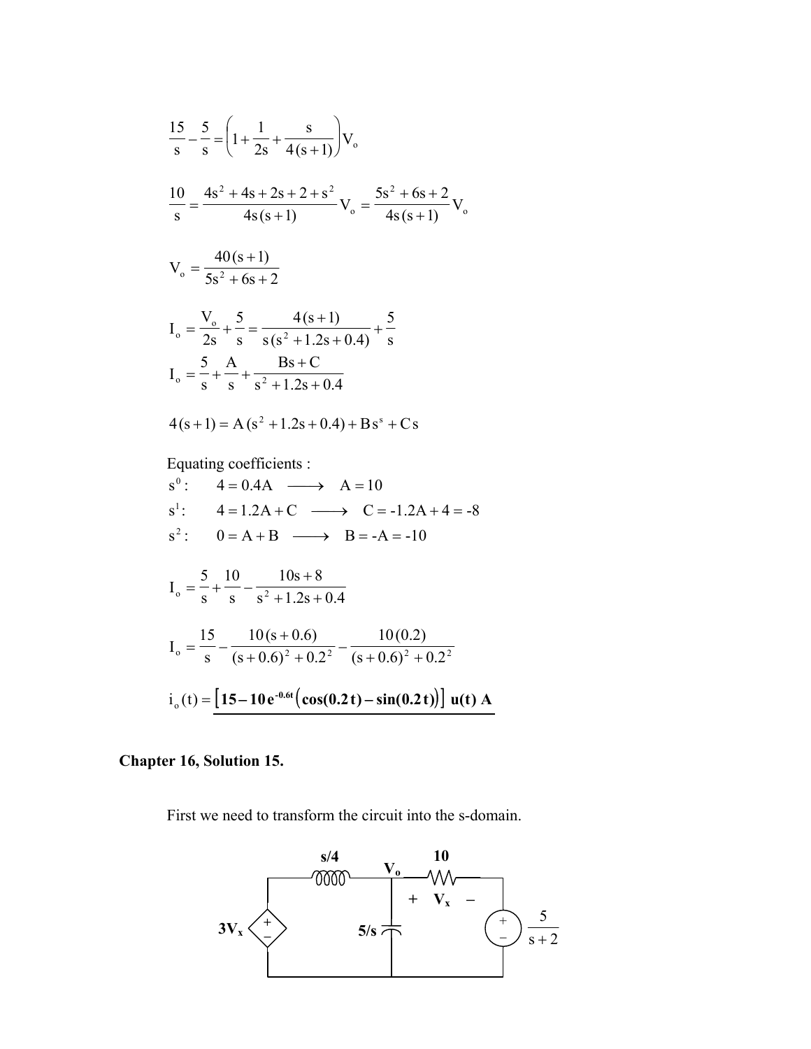$$\frac{15}{s} - \frac{5}{s} = \left(1 + \frac{1}{2s} + \frac{s}{4(s+1)}\right)V_o$$

$$\frac{10}{s} = \frac{4s^2 + 4s + 2s + 2 + s^2}{4s(s+1)}V_o = \frac{5s^2 + 6s + 2}{4s(s+1)}V_o$$

$$V_o = \frac{40(s+1)}{5s^2 + 6s + 2}$$

$$I_o = \frac{V_o}{2s} + \frac{5}{s} = \frac{4(s+1)}{s(s^2 + 1.2s + 0.4)} + \frac{5}{s}$$

$$I_o = \frac{5}{s} + \frac{A}{s} + \frac{Bs + C}{s^2 + 1.2s + 0.4}$$

$$4(s+1) = A(s^2 + 1.2s + 0.4) + Bs^s + Cs$$

Equating coefficients :

$s^0$: $\quad 4 = 0.4A \longrightarrow A = 10$

$s^1$: $\quad 4 = 1.2A + C \longrightarrow C = -1.2A + 4 = -8$

$s^2$: $\quad 0 = A + B \longrightarrow B = -A = -10$

$$I_o = \frac{5}{s} + \frac{10}{s} - \frac{10s + 8}{s^2 + 1.2s + 0.4}$$

$$I_o = \frac{15}{s} - \frac{10(s+0.6)}{(s+0.6)^2 + 0.2^2} - \frac{10(0.2)}{(s+0.6)^2 + 0.2^2}$$

$$i_o(t) = \underline{\left[15 - 10e^{-0.6t}\left(\cos(0.2t) - \sin(0.2t)\right)\right] u(t) \text{ A}}$$

**Chapter 16, Solution 15.**

First we need to transform the circuit into the s-domain.

Circuit labels: $3V_x$ (dependent source), $s/4$, $V_o$, $10$, $+ \; V_x \; -$, $5/s$, $\frac{5}{s+2}$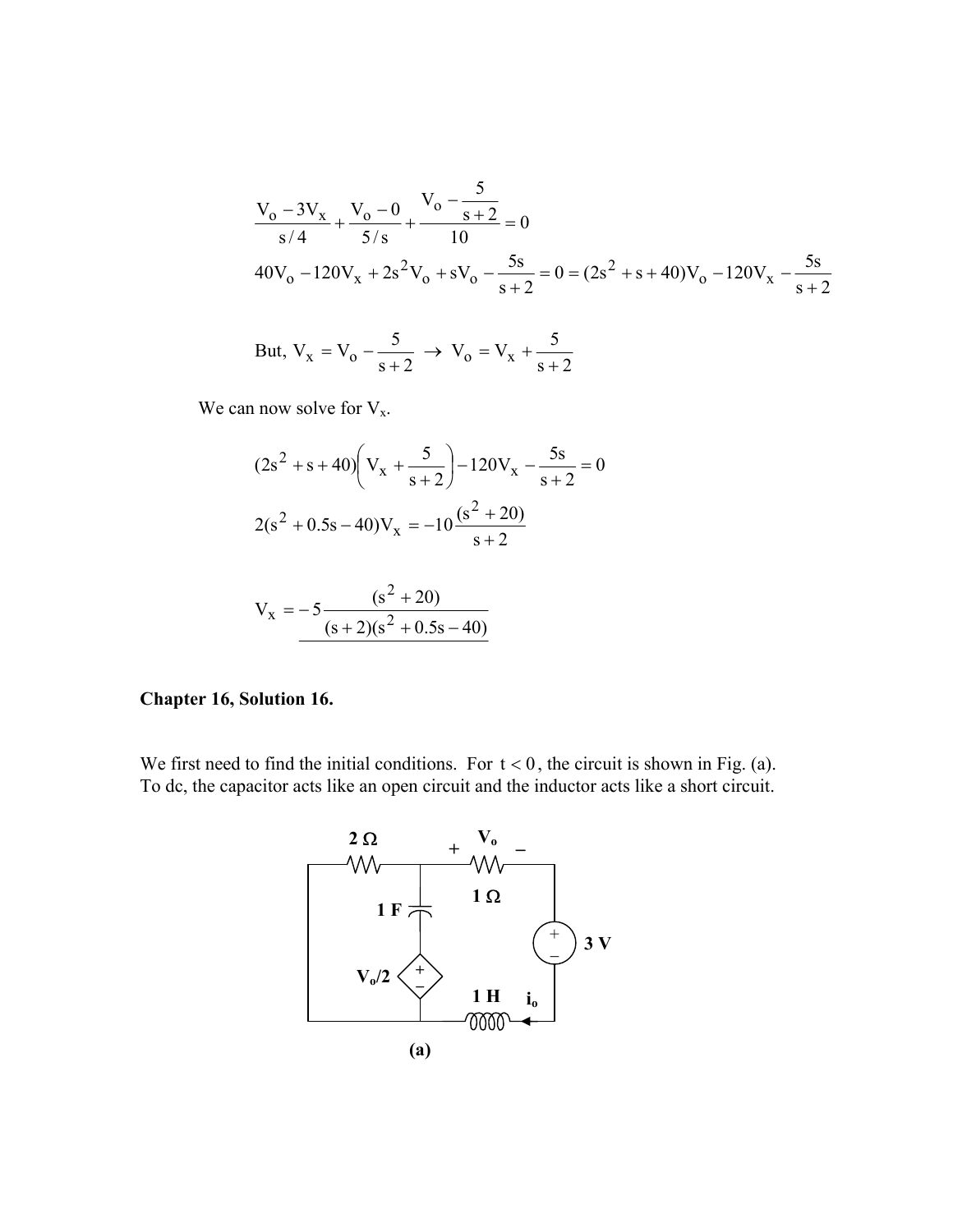$$\frac{V_o - 3V_x}{s/4} + \frac{V_o - 0}{5/s} + \frac{V_o - \dfrac{5}{s+2}}{10} = 0$$

$$40V_o - 120V_x + 2s^2V_o + sV_o - \frac{5s}{s+2} = 0 = (2s^2 + s + 40)V_o - 120V_x - \frac{5s}{s+2}$$

$$\text{But, } V_x = V_o - \frac{5}{s+2} \;\rightarrow\; V_o = V_x + \frac{5}{s+2}$$

We can now solve for $V_x$.

$$(2s^2 + s + 40)\left(V_x + \frac{5}{s+2}\right) - 120V_x - \frac{5s}{s+2} = 0$$

$$2(s^2 + 0.5s - 40)V_x = -10\frac{(s^2 + 20)}{s+2}$$

$$V_x = -5\frac{(s^2 + 20)}{(s+2)(s^2 + 0.5s - 40)}$$

**Chapter 16, Solution 16.**

We first need to find the initial conditions. For $t < 0$, the circuit is shown in Fig. (a). To dc, the capacitor acts like an open circuit and the inductor acts like a short circuit.

(a)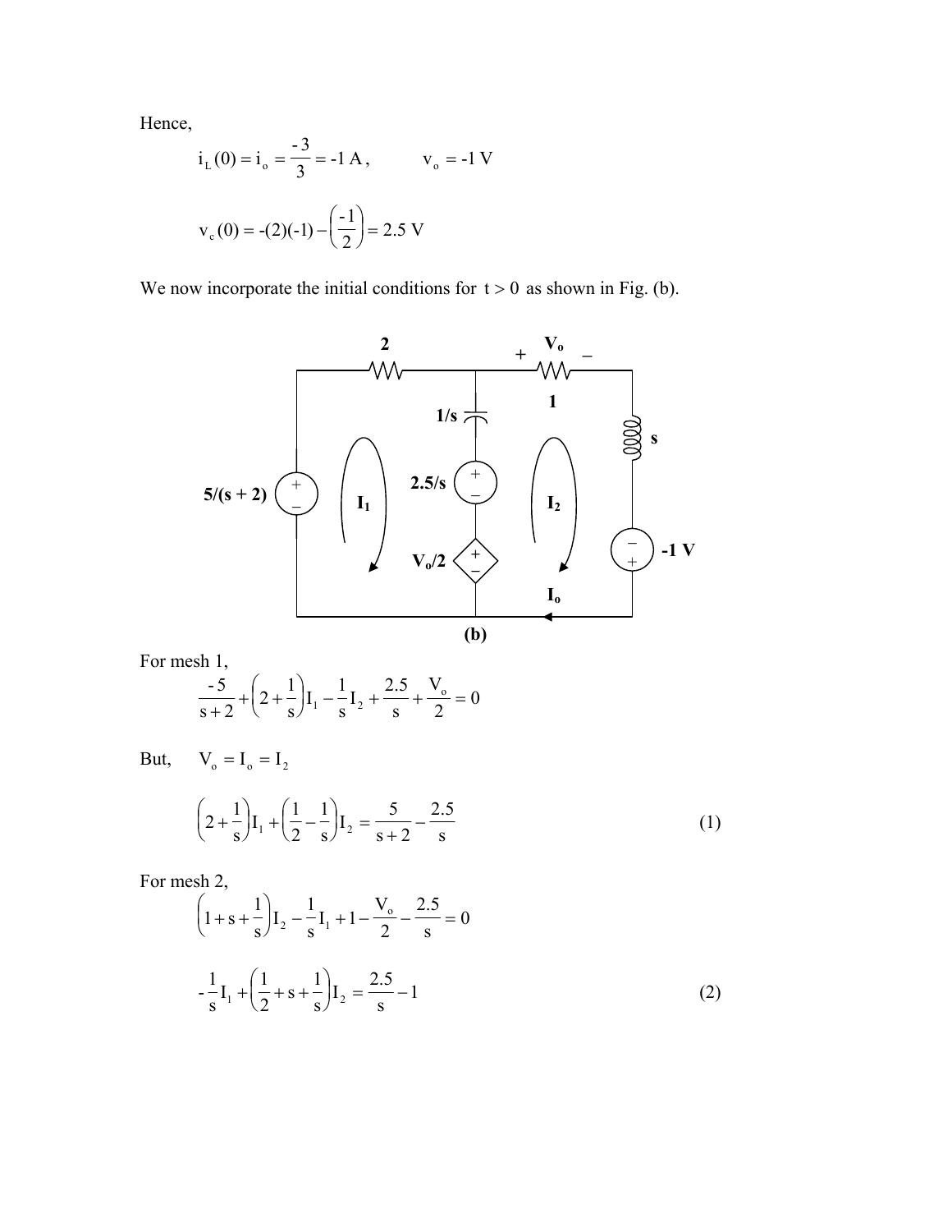Hence,

$$i_L(0) = i_o = \frac{-3}{3} = -1\text{ A}, \qquad v_o = -1\text{ V}$$

$$v_c(0) = -(2)(-1) - \left(\frac{-1}{2}\right) = 2.5\text{ V}$$

We now incorporate the initial conditions for $t > 0$ as shown in Fig. (b).

(b)

For mesh 1,

$$\frac{-5}{s+2} + \left(2 + \frac{1}{s}\right)I_1 - \frac{1}{s}I_2 + \frac{2.5}{s} + \frac{V_o}{2} = 0$$

But, $\quad V_o = I_o = I_2$

$$\left(2 + \frac{1}{s}\right)I_1 + \left(\frac{1}{2} - \frac{1}{s}\right)I_2 = \frac{5}{s+2} - \frac{2.5}{s} \tag{1}$$

For mesh 2,

$$\left(1 + s + \frac{1}{s}\right)I_2 - \frac{1}{s}I_1 + 1 - \frac{V_o}{2} - \frac{2.5}{s} = 0$$

$$-\frac{1}{s}I_1 + \left(\frac{1}{2} + s + \frac{1}{s}\right)I_2 = \frac{2.5}{s} - 1 \tag{2}$$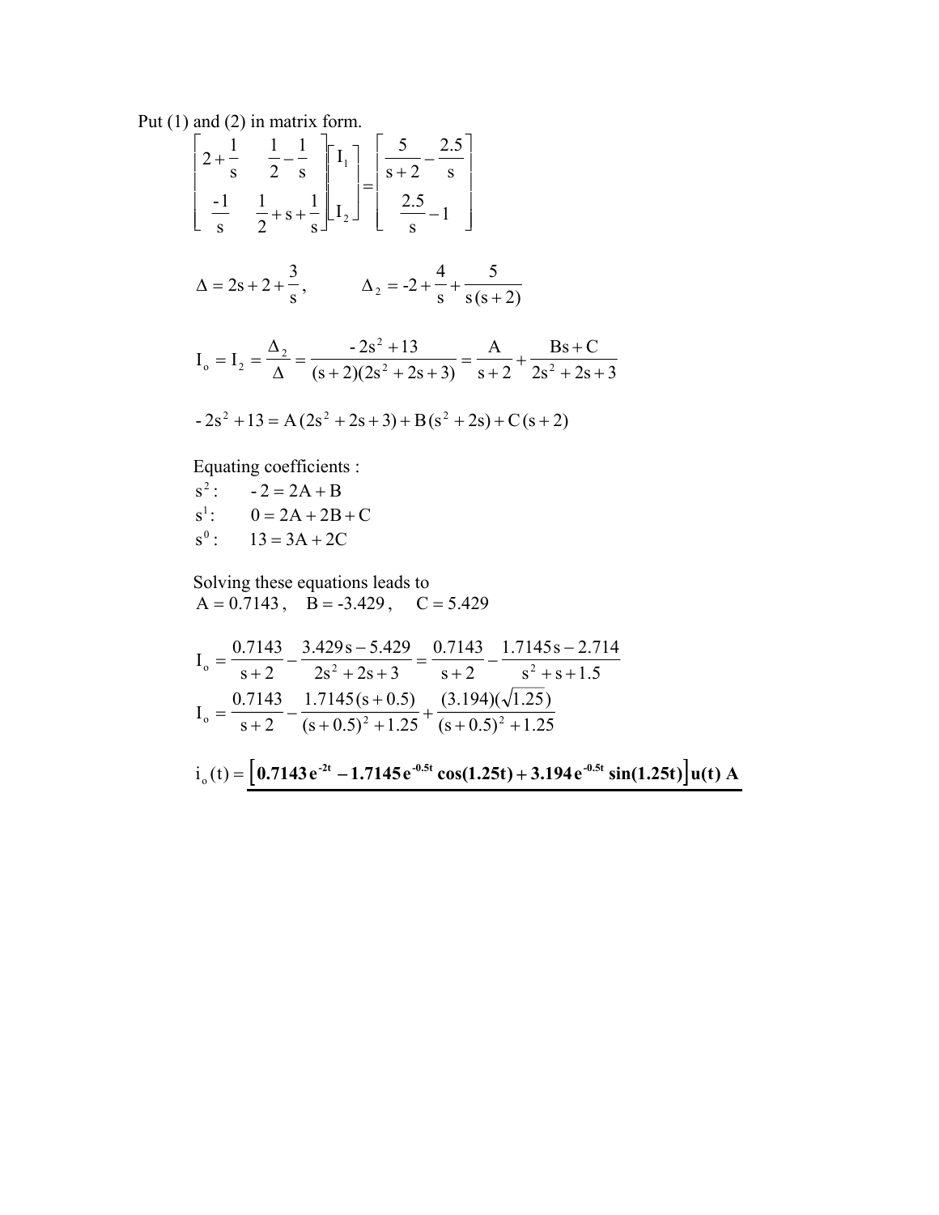Put (1) and (2) in matrix form.

$$\begin{bmatrix} 2+\frac{1}{s} & \frac{1}{2}-\frac{1}{s} \\ \frac{-1}{s} & \frac{1}{2}+s+\frac{1}{s} \end{bmatrix} \begin{bmatrix} I_1 \\ I_2 \end{bmatrix} = \begin{bmatrix} \frac{5}{s+2}-\frac{2.5}{s} \\ \frac{2.5}{s}-1 \end{bmatrix}$$

$$\Delta = 2s + 2 + \frac{3}{s}, \qquad \Delta_2 = -2 + \frac{4}{s} + \frac{5}{s(s+2)}$$

$$I_o = I_2 = \frac{\Delta_2}{\Delta} = \frac{-2s^2 + 13}{(s+2)(2s^2+2s+3)} = \frac{A}{s+2} + \frac{Bs + C}{2s^2 + 2s + 3}$$

$$-2s^2 + 13 = A(2s^2 + 2s + 3) + B(s^2 + 2s) + C(s+2)$$

Equating coefficients :

$s^2$: $\quad -2 = 2A + B$

$s^1$: $\quad 0 = 2A + 2B + C$

$s^0$: $\quad 13 = 3A + 2C$

Solving these equations leads to

$A = 0.7143, \quad B = -3.429, \quad C = 5.429$

$$I_o = \frac{0.7143}{s+2} - \frac{3.429s - 5.429}{2s^2 + 2s + 3} = \frac{0.7143}{s+2} - \frac{1.7145s - 2.714}{s^2 + s + 1.5}$$

$$I_o = \frac{0.7143}{s+2} - \frac{1.7145(s+0.5)}{(s+0.5)^2 + 1.25} + \frac{(3.194)(\sqrt{1.25})}{(s+0.5)^2 + 1.25}$$

$$i_o(t) = \underline{\left[ \mathbf{0.7143\, e^{-2t} - 1.7145\, e^{-0.5t} \cos(1.25t) + 3.194\, e^{-0.5t} \sin(1.25t)} \right] \mathbf{u(t)\ A}}$$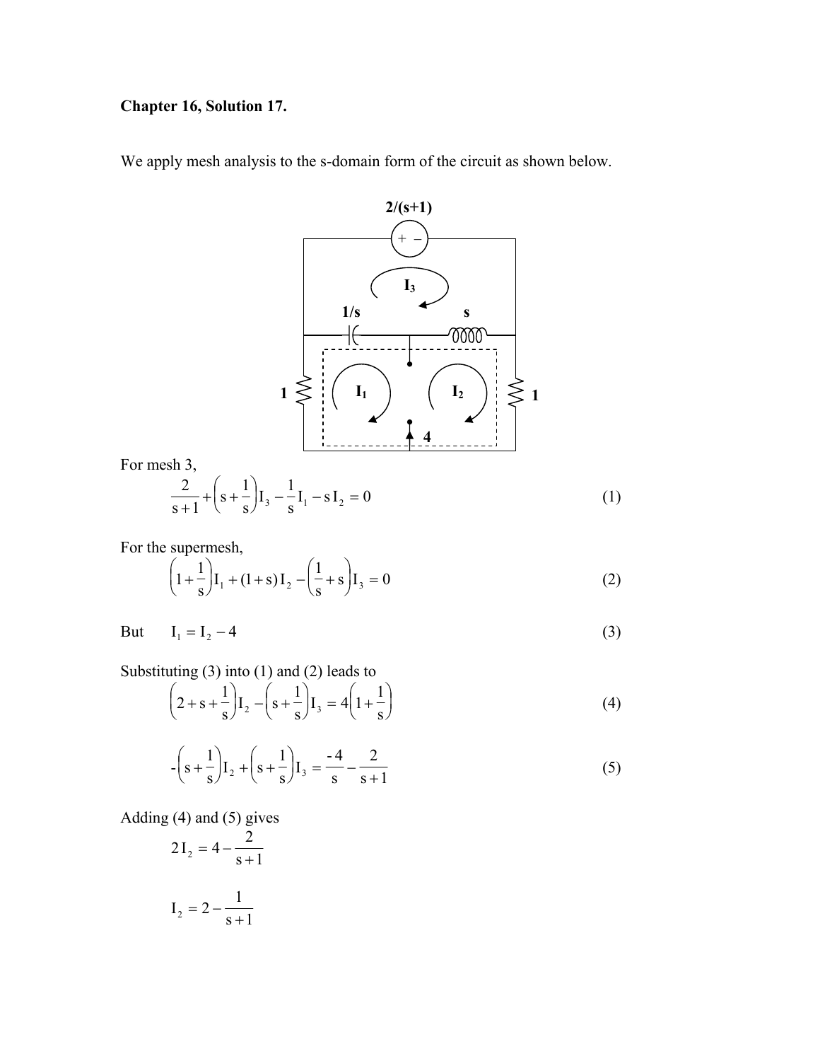**Chapter 16, Solution 17.**

We apply mesh analysis to the s-domain form of the circuit as shown below.

For mesh 3,

$$\frac{2}{s+1} + \left(s + \frac{1}{s}\right)I_3 - \frac{1}{s}I_1 - s\,I_2 = 0 \qquad (1)$$

For the supermesh,

$$\left(1 + \frac{1}{s}\right)I_1 + (1+s)\,I_2 - \left(\frac{1}{s} + s\right)I_3 = 0 \qquad (2)$$

But $\quad I_1 = I_2 - 4 \qquad (3)$

Substituting (3) into (1) and (2) leads to

$$\left(2 + s + \frac{1}{s}\right)I_2 - \left(s + \frac{1}{s}\right)I_3 = 4\left(1 + \frac{1}{s}\right) \qquad (4)$$

$$-\left(s + \frac{1}{s}\right)I_2 + \left(s + \frac{1}{s}\right)I_3 = \frac{-4}{s} - \frac{2}{s+1} \qquad (5)$$

Adding (4) and (5) gives

$$2\,I_2 = 4 - \frac{2}{s+1}$$

$$I_2 = 2 - \frac{1}{s+1}$$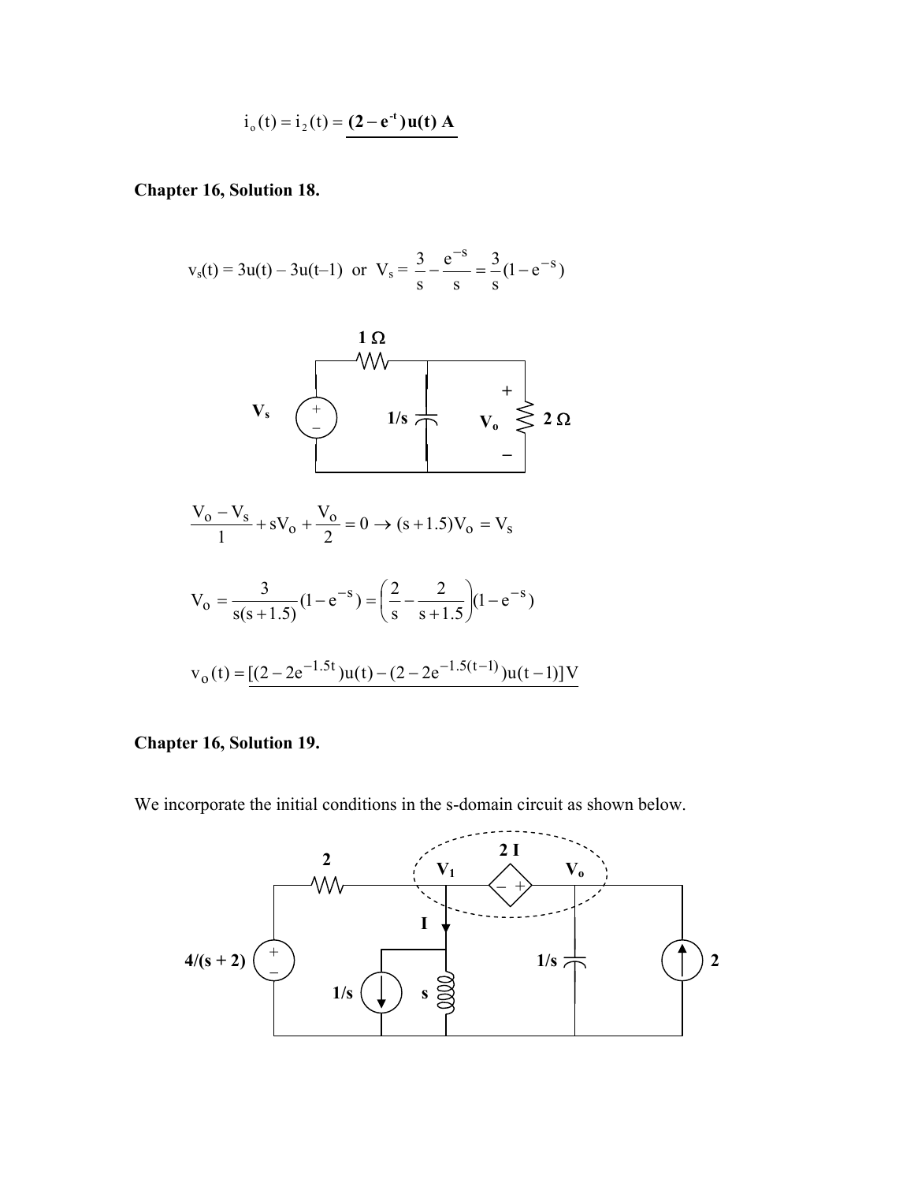$$i_o(t) = i_2(t) = \underline{\mathbf{(2 - e^{-t})u(t)\ A}}$$

**Chapter 16, Solution 18.**

$v_s(t) = 3u(t) - 3u(t-1)$ or $V_s = \dfrac{3}{s} - \dfrac{e^{-s}}{s} = \dfrac{3}{s}(1 - e^{-s})$

$$\frac{V_o - V_s}{1} + sV_o + \frac{V_o}{2} = 0 \rightarrow (s + 1.5)V_o = V_s$$

$$V_o = \frac{3}{s(s+1.5)}(1 - e^{-s}) = \left(\frac{2}{s} - \frac{2}{s+1.5}\right)(1 - e^{-s})$$

$$v_o(t) = \underline{[(2 - 2e^{-1.5t})u(t) - (2 - 2e^{-1.5(t-1)})u(t-1)]\,V}$$

**Chapter 16, Solution 19.**

We incorporate the initial conditions in the s-domain circuit as shown below.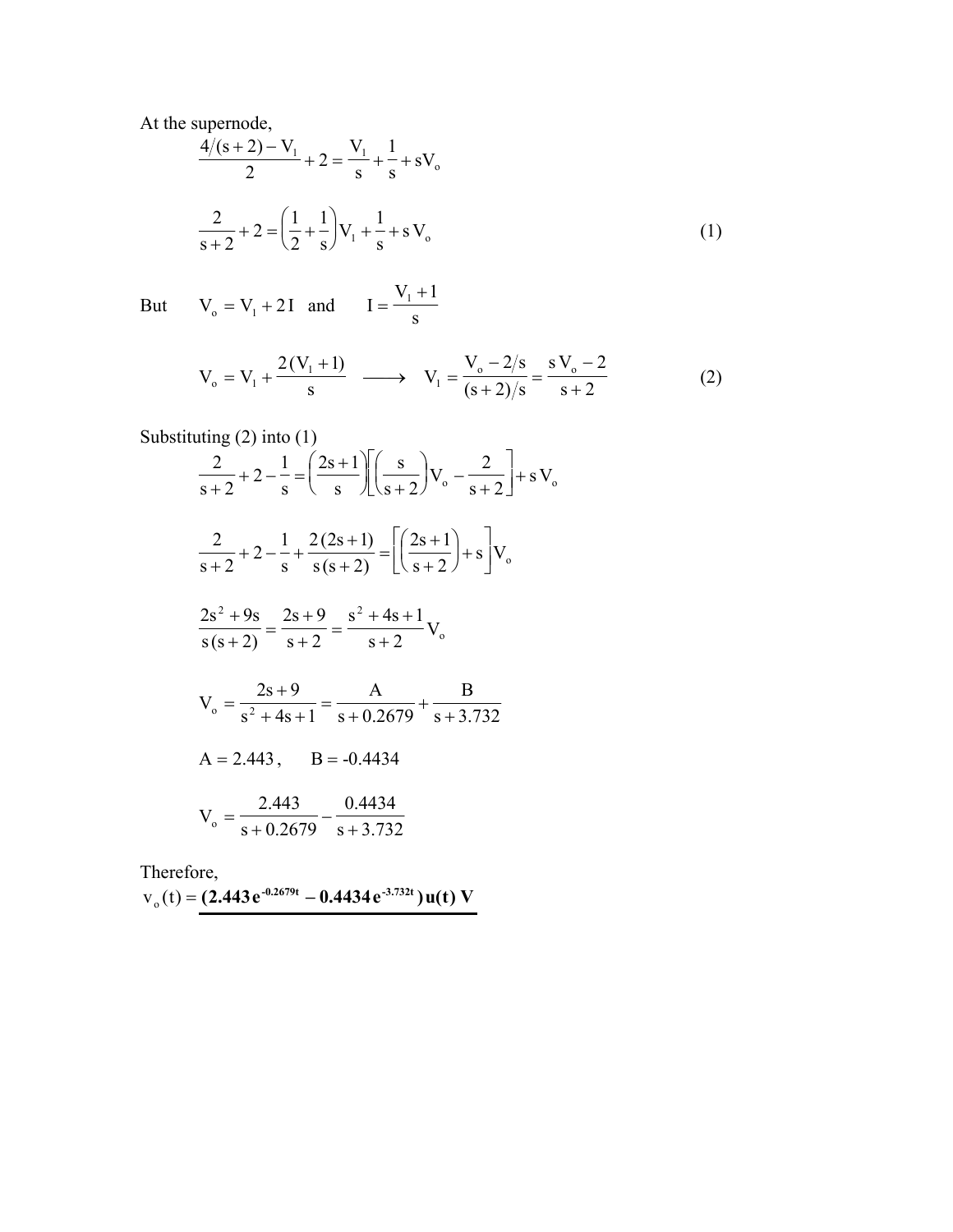At the supernode,

$$\frac{4/(s+2) - V_1}{2} + 2 = \frac{V_1}{s} + \frac{1}{s} + sV_o$$

$$\frac{2}{s+2} + 2 = \left(\frac{1}{2} + \frac{1}{s}\right)V_1 + \frac{1}{s} + s\,V_o \tag{1}$$

But $\quad V_o = V_1 + 2I \quad$ and $\quad I = \dfrac{V_1 + 1}{s}$

$$V_o = V_1 + \frac{2(V_1 + 1)}{s} \quad \longrightarrow \quad V_1 = \frac{V_o - 2/s}{(s+2)/s} = \frac{s\,V_o - 2}{s+2} \tag{2}$$

Substituting (2) into (1)

$$\frac{2}{s+2} + 2 - \frac{1}{s} = \left(\frac{2s+1}{s}\right)\left[\left(\frac{s}{s+2}\right)V_o - \frac{2}{s+2}\right] + s\,V_o$$

$$\frac{2}{s+2} + 2 - \frac{1}{s} + \frac{2(2s+1)}{s(s+2)} = \left[\left(\frac{2s+1}{s+2}\right) + s\right]V_o$$

$$\frac{2s^2 + 9s}{s(s+2)} = \frac{2s+9}{s+2} = \frac{s^2 + 4s + 1}{s+2}V_o$$

$$V_o = \frac{2s+9}{s^2 + 4s + 1} = \frac{A}{s + 0.2679} + \frac{B}{s + 3.732}$$

$$A = 2.443, \qquad B = -0.4434$$

$$V_o = \frac{2.443}{s + 0.2679} - \frac{0.4434}{s + 3.732}$$

Therefore,

$v_o(t) = \underline{\mathbf{(2.443\,e^{-0.2679t} - 0.4434\,e^{-3.732t})\,u(t)\ V}}$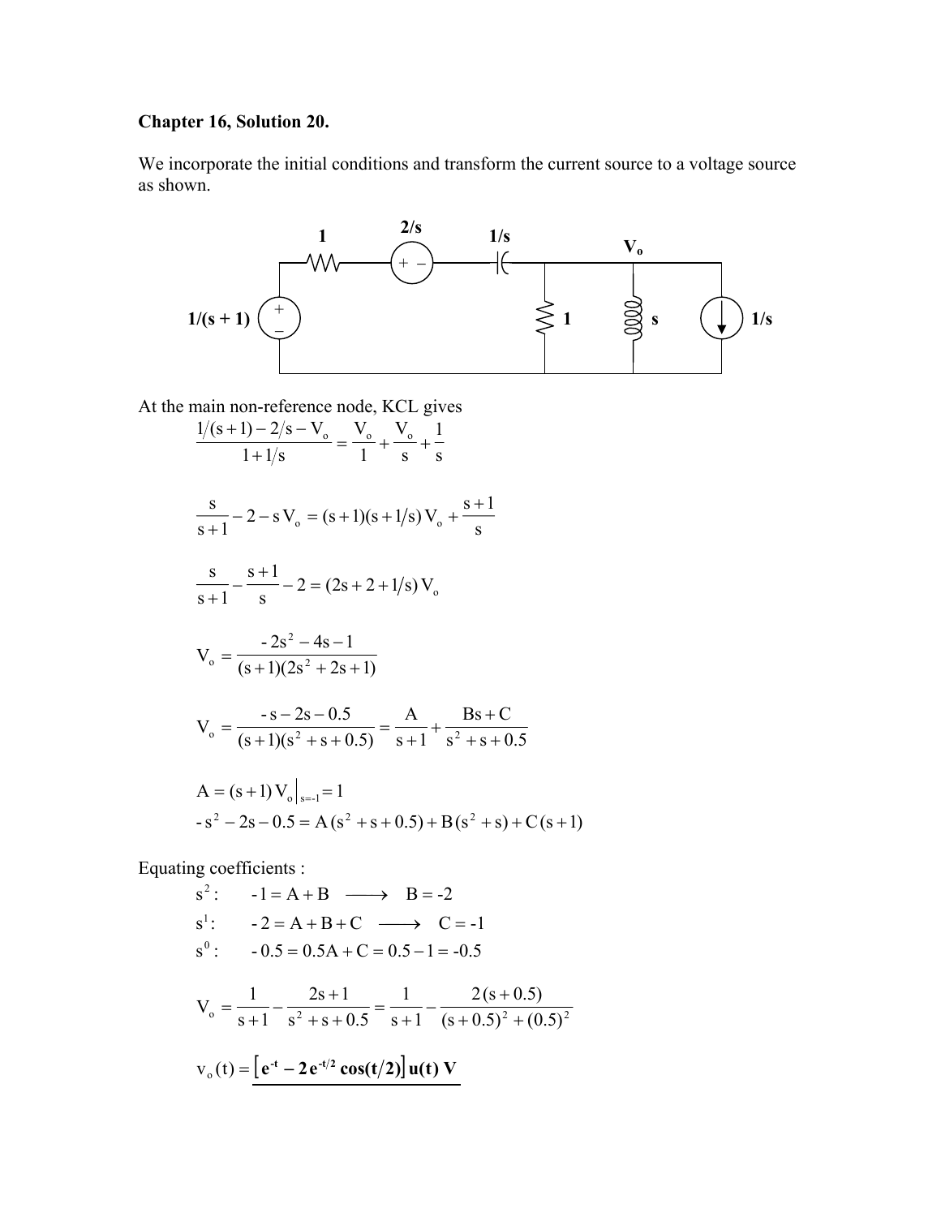**Chapter 16, Solution 20.**

We incorporate the initial conditions and transform the current source to a voltage source as shown.

At the main non-reference node, KCL gives

$$\frac{1/(s+1) - 2/s - V_o}{1 + 1/s} = \frac{V_o}{1} + \frac{V_o}{s} + \frac{1}{s}$$

$$\frac{s}{s+1} - 2 - s\,V_o = (s+1)(s+1/s)\,V_o + \frac{s+1}{s}$$

$$\frac{s}{s+1} - \frac{s+1}{s} - 2 = (2s + 2 + 1/s)\,V_o$$

$$V_o = \frac{-2s^2 - 4s - 1}{(s+1)(2s^2 + 2s + 1)}$$

$$V_o = \frac{-s - 2s - 0.5}{(s+1)(s^2 + s + 0.5)} = \frac{A}{s+1} + \frac{Bs + C}{s^2 + s + 0.5}$$

$$A = (s+1)\,V_o\big|_{s=-1} = 1$$

$$-s^2 - 2s - 0.5 = A\,(s^2 + s + 0.5) + B\,(s^2 + s) + C\,(s+1)$$

Equating coefficients :

$s^2$: $\quad -1 = A + B \longrightarrow B = -2$

$s^1$: $\quad -2 = A + B + C \longrightarrow C = -1$

$s^0$: $\quad -0.5 = 0.5A + C = 0.5 - 1 = -0.5$

$$V_o = \frac{1}{s+1} - \frac{2s+1}{s^2 + s + 0.5} = \frac{1}{s+1} - \frac{2\,(s+0.5)}{(s+0.5)^2 + (0.5)^2}$$

$$v_o(t) = \underline{\left[\mathbf{e^{-t} - 2\,e^{-t/2}\cos(t/2)}\right]\mathbf{u(t)\ V}}$$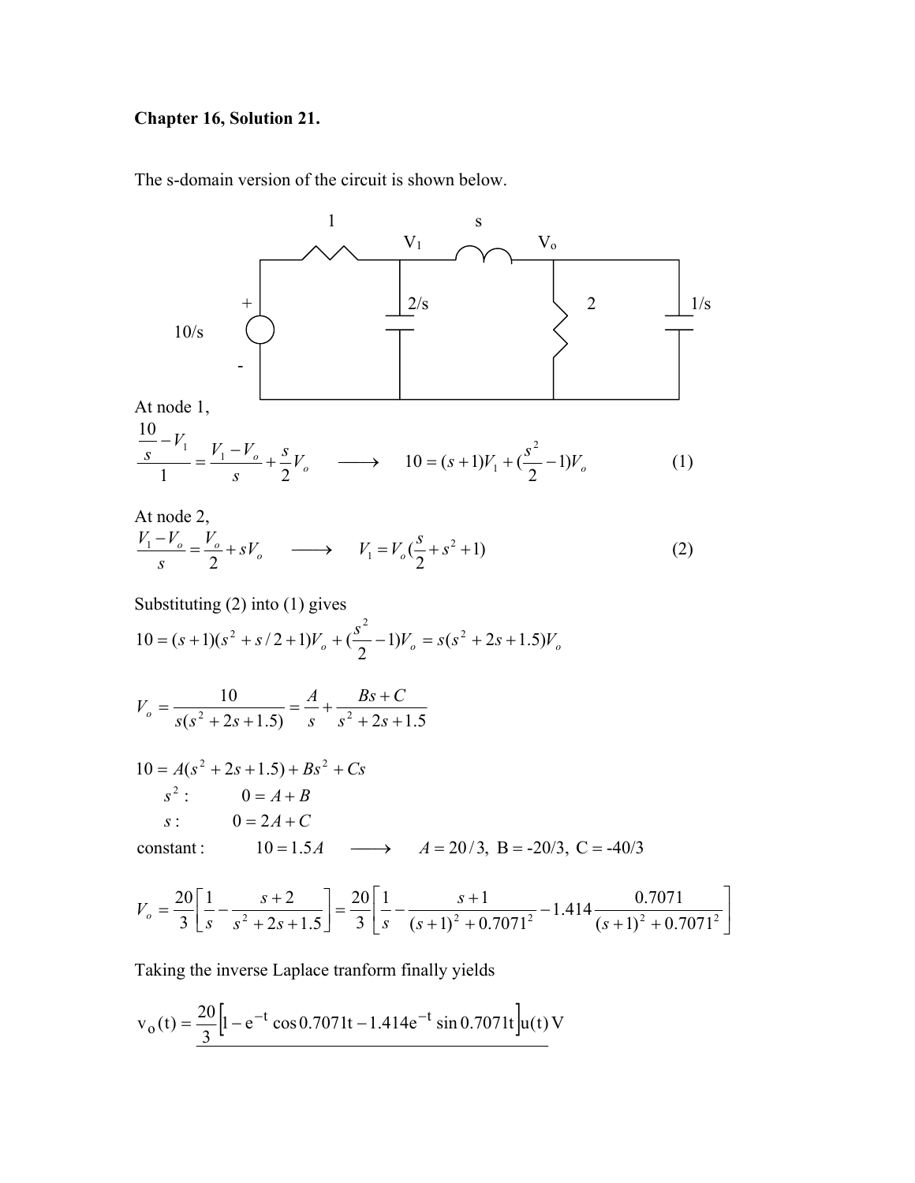**Chapter 16, Solution 21.**

The s-domain version of the circuit is shown below.

At node 1,

$$\frac{\frac{10}{s} - V_1}{1} = \frac{V_1 - V_o}{s} + \frac{s}{2}V_o \quad \longrightarrow \quad 10 = (s+1)V_1 + (\frac{s^2}{2} - 1)V_o \tag{1}$$

At node 2,

$$\frac{V_1 - V_o}{s} = \frac{V_o}{2} + sV_o \quad \longrightarrow \quad V_1 = V_o(\frac{s}{2} + s^2 + 1) \tag{2}$$

Substituting (2) into (1) gives

$$10 = (s+1)(s^2 + s/2 + 1)V_o + (\frac{s^2}{2} - 1)V_o = s(s^2 + 2s + 1.5)V_o$$

$$V_o = \frac{10}{s(s^2 + 2s + 1.5)} = \frac{A}{s} + \frac{Bs + C}{s^2 + 2s + 1.5}$$

$$10 = A(s^2 + 2s + 1.5) + Bs^2 + Cs$$

$s^2: \quad 0 = A + B$

$s: \quad 0 = 2A + C$

constant: $\quad 10 = 1.5A \quad \longrightarrow \quad A = 20/3, \; B = -20/3, \; C = -40/3$

$$V_o = \frac{20}{3}\left[\frac{1}{s} - \frac{s+2}{s^2 + 2s + 1.5}\right] = \frac{20}{3}\left[\frac{1}{s} - \frac{s+1}{(s+1)^2 + 0.7071^2} - 1.414\frac{0.7071}{(s+1)^2 + 0.7071^2}\right]$$

Taking the inverse Laplace tranform finally yields

$$v_o(t) = \frac{20}{3}\left[1 - e^{-t}\cos 0.7071t - 1.414e^{-t}\sin 0.7071t\right]u(t)\text{ V}$$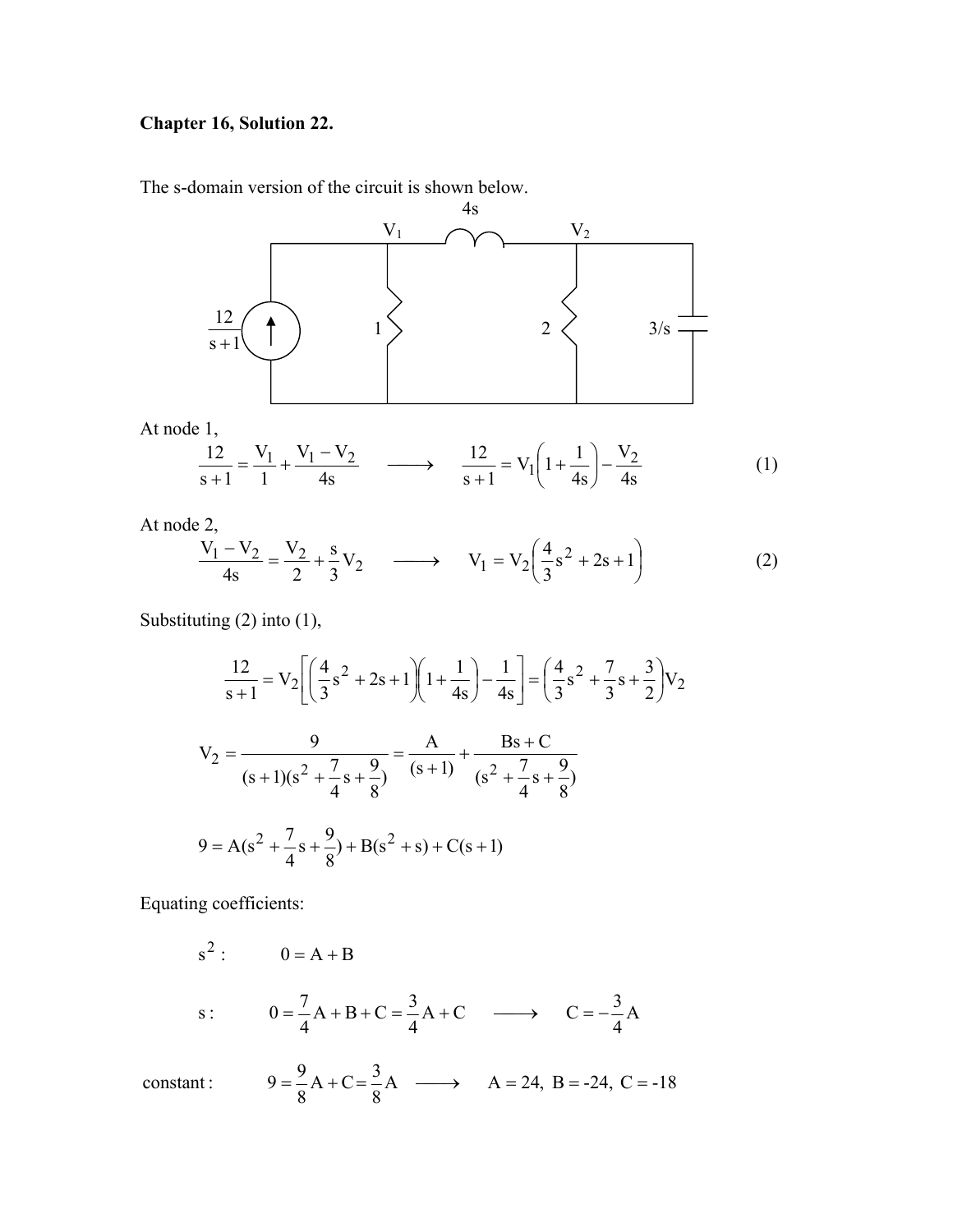**Chapter 16, Solution 22.**

The s-domain version of the circuit is shown below.

At node 1,

$$\frac{12}{s+1} = \frac{V_1}{1} + \frac{V_1 - V_2}{4s} \quad \longrightarrow \quad \frac{12}{s+1} = V_1\left(1 + \frac{1}{4s}\right) - \frac{V_2}{4s} \qquad (1)$$

At node 2,

$$\frac{V_1 - V_2}{4s} = \frac{V_2}{2} + \frac{s}{3}V_2 \quad \longrightarrow \quad V_1 = V_2\left(\frac{4}{3}s^2 + 2s + 1\right) \qquad (2)$$

Substituting (2) into (1),

$$\frac{12}{s+1} = V_2\left[\left(\frac{4}{3}s^2 + 2s + 1\right)\left(1 + \frac{1}{4s}\right) - \frac{1}{4s}\right] = \left(\frac{4}{3}s^2 + \frac{7}{3}s + \frac{3}{2}\right)V_2$$

$$V_2 = \frac{9}{(s+1)(s^2 + \frac{7}{4}s + \frac{9}{8})} = \frac{A}{(s+1)} + \frac{Bs + C}{(s^2 + \frac{7}{4}s + \frac{9}{8})}$$

$$9 = A(s^2 + \frac{7}{4}s + \frac{9}{8}) + B(s^2 + s) + C(s+1)$$

Equating coefficients:

$s^2:$ $\qquad 0 = A + B$

$s:$ $\qquad 0 = \frac{7}{4}A + B + C = \frac{3}{4}A + C \quad \longrightarrow \quad C = -\frac{3}{4}A$

constant: $\qquad 9 = \frac{9}{8}A + C = \frac{3}{8}A \quad \longrightarrow \quad A = 24,\ B = -24,\ C = -18$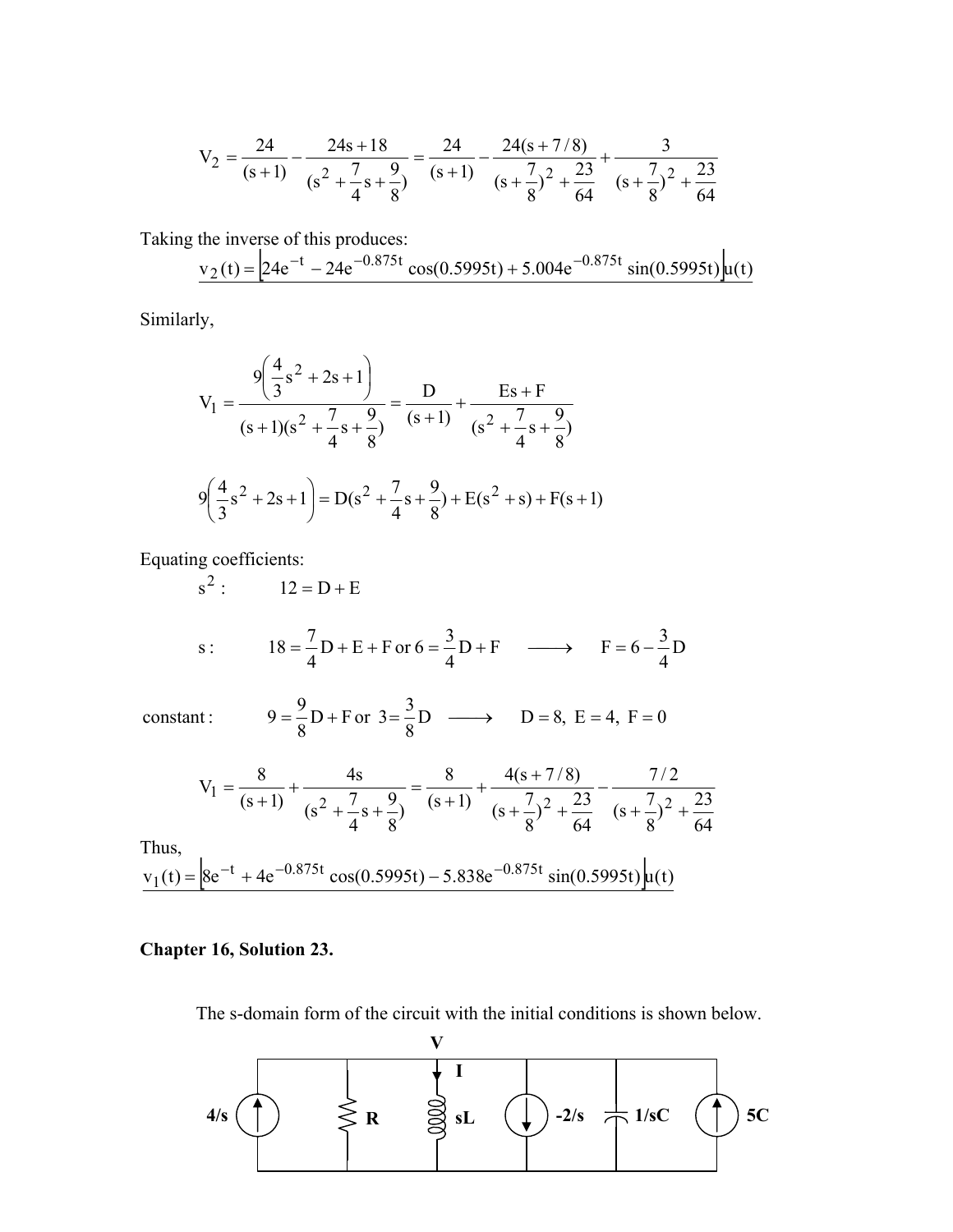$$V_2 = \frac{24}{(s+1)} - \frac{24s+18}{(s^2 + \frac{7}{4}s + \frac{9}{8})} = \frac{24}{(s+1)} - \frac{24(s+7/8)}{(s+\frac{7}{8})^2 + \frac{23}{64}} + \frac{3}{(s+\frac{7}{8})^2 + \frac{23}{64}}$$

Taking the inverse of this produces:

$$\underline{v_2(t) = \left[24e^{-t} - 24e^{-0.875t}\cos(0.5995t) + 5.004e^{-0.875t}\sin(0.5995t)\right]u(t)}$$

Similarly,

$$V_1 = \frac{9\left(\frac{4}{3}s^2 + 2s + 1\right)}{(s+1)(s^2 + \frac{7}{4}s + \frac{9}{8})} = \frac{D}{(s+1)} + \frac{Es+F}{(s^2 + \frac{7}{4}s + \frac{9}{8})}$$

$$9\left(\frac{4}{3}s^2 + 2s + 1\right) = D(s^2 + \frac{7}{4}s + \frac{9}{8}) + E(s^2 + s) + F(s+1)$$

Equating coefficients:

$s^2$ : $\quad 12 = D + E$

$s$ : $\quad 18 = \frac{7}{4}D + E + F \text{ or } 6 = \frac{3}{4}D + F \quad \longrightarrow \quad F = 6 - \frac{3}{4}D$

constant : $\quad 9 = \frac{9}{8}D + F \text{ or } 3 = \frac{3}{8}D \quad \longrightarrow \quad D = 8,\ E = 4,\ F = 0$

$$V_1 = \frac{8}{(s+1)} + \frac{4s}{(s^2 + \frac{7}{4}s + \frac{9}{8})} = \frac{8}{(s+1)} + \frac{4(s+7/8)}{(s+\frac{7}{8})^2 + \frac{23}{64}} - \frac{7/2}{(s+\frac{7}{8})^2 + \frac{23}{64}}$$

Thus,

$$\underline{v_1(t) = \left[8e^{-t} + 4e^{-0.875t}\cos(0.5995t) - 5.838e^{-0.875t}\sin(0.5995t)\right]u(t)}$$

**Chapter 16, Solution 23.**

The s-domain form of the circuit with the initial conditions is shown below.

(Circuit: node V at top; in parallel between V and ground: current source 4/s (upward), resistor R, inductor sL with current I downward, current source −2/s (downward), capacitor 1/sC, current source 5C (upward).)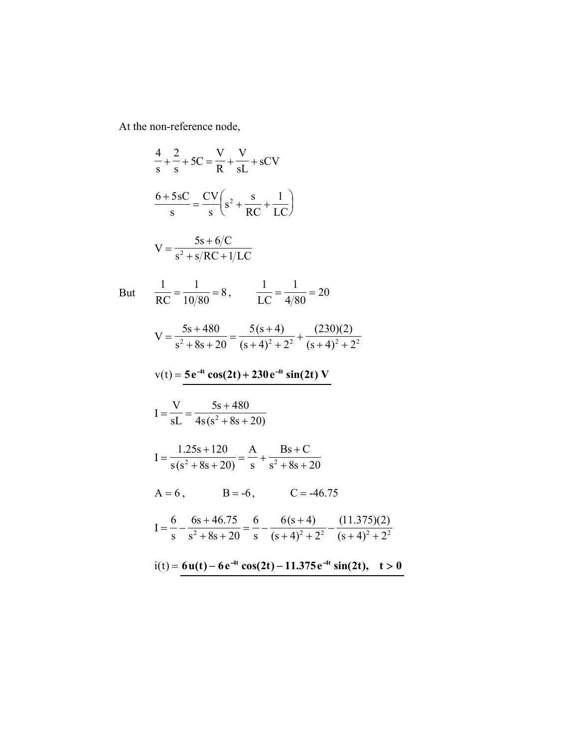At the non-reference node,

$$\frac{4}{s}+\frac{2}{s}+5C=\frac{V}{R}+\frac{V}{sL}+sCV$$

$$\frac{6+5sC}{s}=\frac{CV}{s}\left(s^2+\frac{s}{RC}+\frac{1}{LC}\right)$$

$$V=\frac{5s+6/C}{s^2+s/RC+1/LC}$$

But $\quad \frac{1}{RC}=\frac{1}{10/80}=8, \qquad \frac{1}{LC}=\frac{1}{4/80}=20$

$$V=\frac{5s+480}{s^2+8s+20}=\frac{5(s+4)}{(s+4)^2+2^2}+\frac{(230)(2)}{(s+4)^2+2^2}$$

$$v(t)=\underline{\mathbf{5e^{-4t}\cos(2t)+230e^{-4t}\sin(2t)\ V}}$$

$$I=\frac{V}{sL}=\frac{5s+480}{4s(s^2+8s+20)}$$

$$I=\frac{1.25s+120}{s(s^2+8s+20)}=\frac{A}{s}+\frac{Bs+C}{s^2+8s+20}$$

$$A=6, \qquad B=-6, \qquad C=-46.75$$

$$I=\frac{6}{s}-\frac{6s+46.75}{s^2+8s+20}=\frac{6}{s}-\frac{6(s+4)}{(s+4)^2+2^2}-\frac{(11.375)(2)}{(s+4)^2+2^2}$$

$$i(t)=\underline{\mathbf{6u(t)-6e^{-4t}\cos(2t)-11.375e^{-4t}\sin(2t),\quad t>0}}$$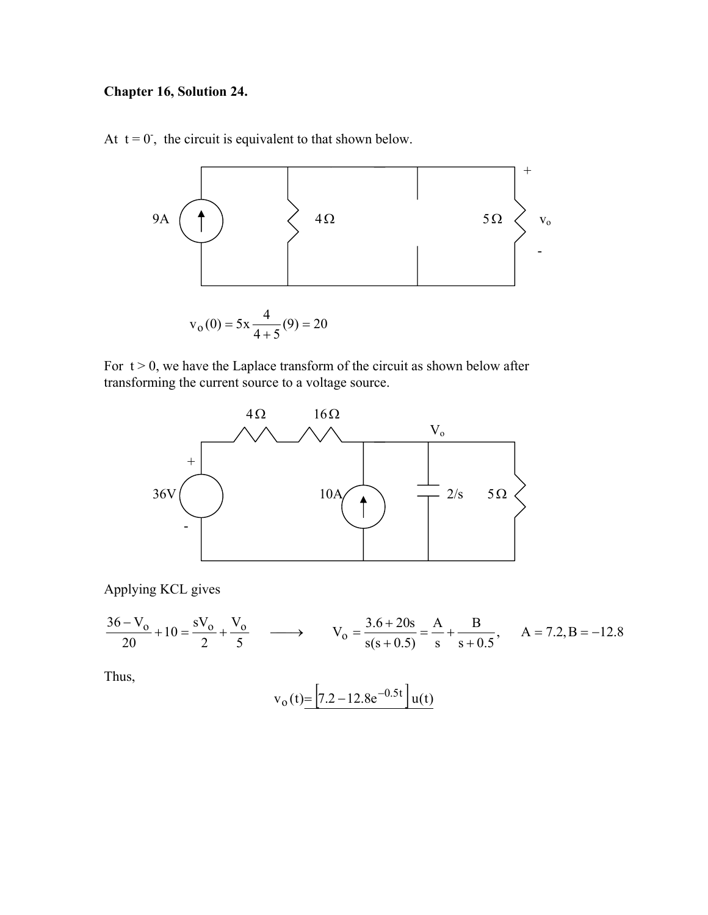**Chapter 16, Solution 24.**

At $t = 0^-$, the circuit is equivalent to that shown below.

$$v_o(0) = 5x\frac{4}{4+5}(9) = 20$$

For $t > 0$, we have the Laplace transform of the circuit as shown below after transforming the current source to a voltage source.

Applying KCL gives

$$\frac{36 - V_o}{20} + 10 = \frac{sV_o}{2} + \frac{V_o}{5} \quad \longrightarrow \quad V_o = \frac{3.6 + 20s}{s(s+0.5)} = \frac{A}{s} + \frac{B}{s+0.5}, \qquad A = 7.2, B = -12.8$$

Thus,

$$v_o(t) = \underline{\left[7.2 - 12.8e^{-0.5t}\right]u(t)}$$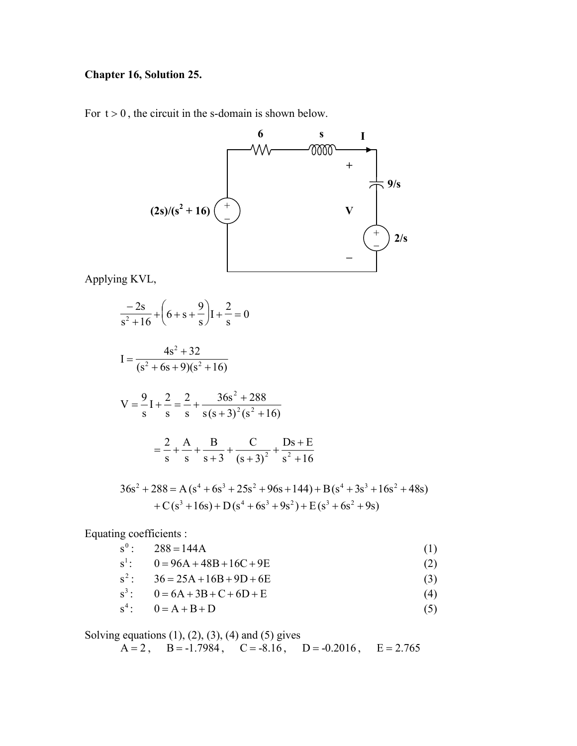**Chapter 16, Solution 25.**

For $t > 0$, the circuit in the s-domain is shown below.

Applying KVL,

$$\frac{-2s}{s^2+16} + \left(6 + s + \frac{9}{s}\right)I + \frac{2}{s} = 0$$

$$I = \frac{4s^2 + 32}{(s^2 + 6s + 9)(s^2 + 16)}$$

$$V = \frac{9}{s}I + \frac{2}{s} = \frac{2}{s} + \frac{36s^2 + 288}{s\,(s+3)^2(s^2+16)}$$

$$= \frac{2}{s} + \frac{A}{s} + \frac{B}{s+3} + \frac{C}{(s+3)^2} + \frac{Ds + E}{s^2 + 16}$$

$$36s^2 + 288 = A\,(s^4 + 6s^3 + 25s^2 + 96s + 144) + B\,(s^4 + 3s^3 + 16s^2 + 48s)$$
$$+ C\,(s^3 + 16s) + D\,(s^4 + 6s^3 + 9s^2) + E\,(s^3 + 6s^2 + 9s)$$

Equating coefficients :

$s^0$: $\quad 288 = 144A \qquad (1)$

$s^1$: $\quad 0 = 96A + 48B + 16C + 9E \qquad (2)$

$s^2$: $\quad 36 = 25A + 16B + 9D + 6E \qquad (3)$

$s^3$: $\quad 0 = 6A + 3B + C + 6D + E \qquad (4)$

$s^4$: $\quad 0 = A + B + D \qquad (5)$

Solving equations (1), (2), (3), (4) and (5) gives

$A = 2, \quad B = -1.7984, \quad C = -8.16, \quad D = -0.2016, \quad E = 2.765$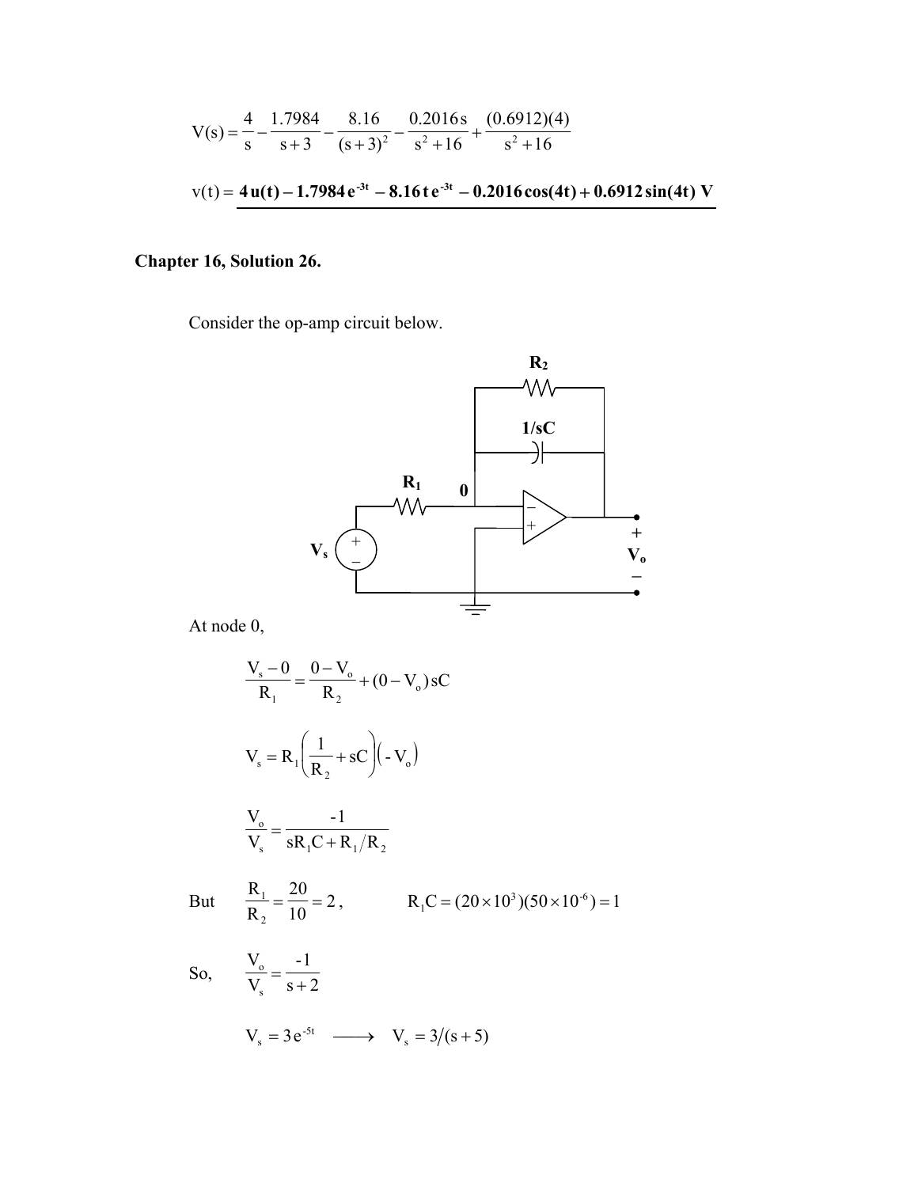$$V(s) = \frac{4}{s} - \frac{1.7984}{s+3} - \frac{8.16}{(s+3)^2} - \frac{0.2016\,s}{s^2+16} + \frac{(0.6912)(4)}{s^2+16}$$

$$v(t) = \underline{\mathbf{4\,u(t) - 1.7984\,e^{-3t} - 8.16\,t\,e^{-3t} - 0.2016\cos(4t) + 0.6912\sin(4t)\ V}}$$

**Chapter 16, Solution 26.**

Consider the op-amp circuit below.

At node 0,

$$\frac{V_s - 0}{R_1} = \frac{0 - V_o}{R_2} + (0 - V_o)\,sC$$

$$V_s = R_1\left(\frac{1}{R_2} + sC\right)\left(-V_o\right)$$

$$\frac{V_o}{V_s} = \frac{-1}{sR_1C + R_1/R_2}$$

But $\quad \dfrac{R_1}{R_2} = \dfrac{20}{10} = 2, \qquad R_1C = (20\times10^3)(50\times10^{-6}) = 1$

So, $\quad \dfrac{V_o}{V_s} = \dfrac{-1}{s+2}$

$$V_s = 3e^{-5t} \quad \longrightarrow \quad V_s = 3/(s+5)$$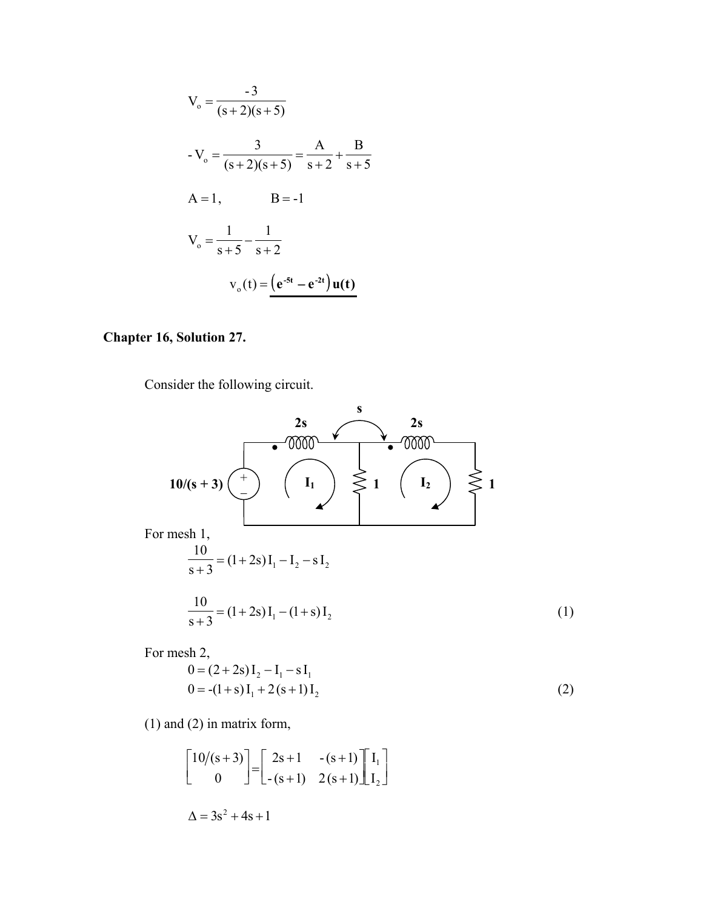$$V_o = \frac{-3}{(s+2)(s+5)}$$

$$-V_o = \frac{3}{(s+2)(s+5)} = \frac{A}{s+2} + \frac{B}{s+5}$$

$$A = 1, \qquad B = -1$$

$$V_o = \frac{1}{s+5} - \frac{1}{s+2}$$

$$v_o(t) = \underline{\left(e^{-5t} - e^{-2t}\right)u(t)}$$

## Chapter 16, Solution 27.

Consider the following circuit.

For mesh 1,

$$\frac{10}{s+3} = (1+2s)\,I_1 - I_2 - s\,I_2$$

$$\frac{10}{s+3} = (1+2s)\,I_1 - (1+s)\,I_2 \tag{1}$$

For mesh 2,

$$0 = (2+2s)\,I_2 - I_1 - s\,I_1$$

$$0 = -(1+s)\,I_1 + 2\,(s+1)\,I_2 \tag{2}$$

(1) and (2) in matrix form,

$$\begin{bmatrix} 10/(s+3) \\ 0 \end{bmatrix} = \begin{bmatrix} 2s+1 & -(s+1) \\ -(s+1) & 2\,(s+1) \end{bmatrix} \begin{bmatrix} I_1 \\ I_2 \end{bmatrix}$$

$$\Delta = 3s^2 + 4s + 1$$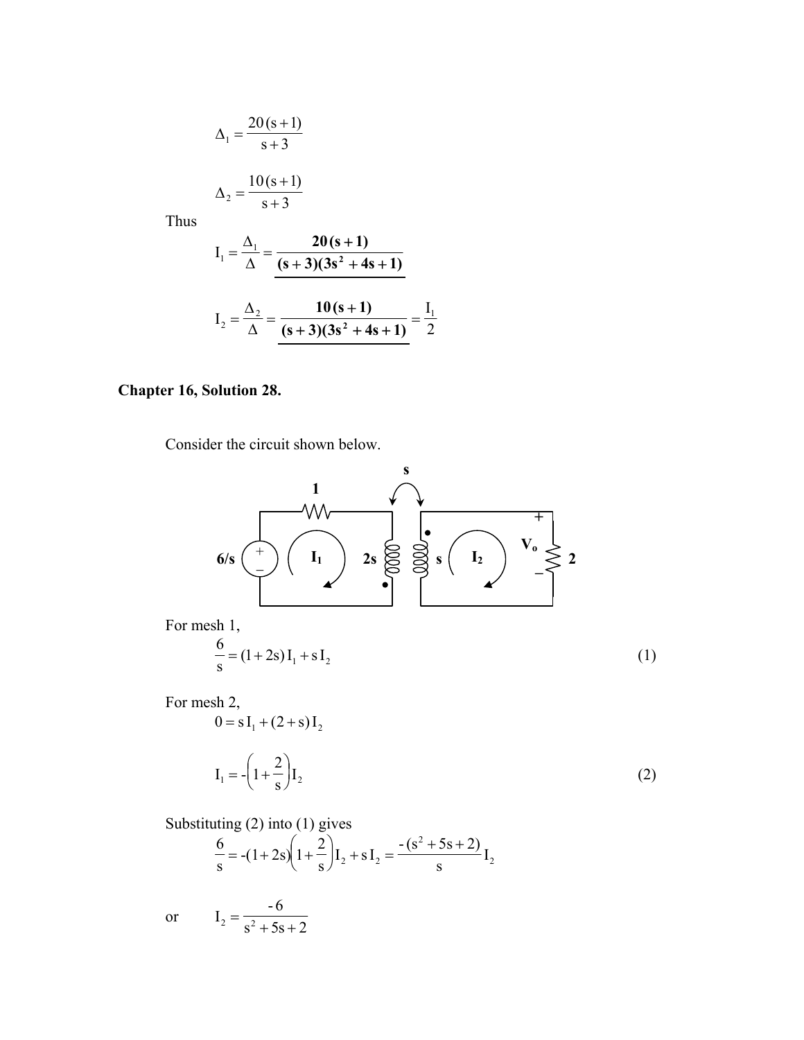$$\Delta_1 = \frac{20\,(s+1)}{s+3}$$

$$\Delta_2 = \frac{10\,(s+1)}{s+3}$$

Thus

$$I_1 = \frac{\Delta_1}{\Delta} = \underline{\mathbf{\frac{20\,(s+1)}{(s+3)(3s^2+4s+1)}}}$$

$$I_2 = \frac{\Delta_2}{\Delta} = \underline{\mathbf{\frac{10\,(s+1)}{(s+3)(3s^2+4s+1)}}} = \frac{I_1}{2}$$

## Chapter 16, Solution 28.

Consider the circuit shown below.

For mesh 1,

$$\frac{6}{s} = (1+2s)\,I_1 + s\,I_2 \tag{1}$$

For mesh 2,

$$0 = s\,I_1 + (2+s)\,I_2$$

$$I_1 = -\left(1+\frac{2}{s}\right)I_2 \tag{2}$$

Substituting (2) into (1) gives

$$\frac{6}{s} = -(1+2s)\left(1+\frac{2}{s}\right)I_2 + s\,I_2 = \frac{-(s^2+5s+2)}{s}I_2$$

or $\quad I_2 = \dfrac{-6}{s^2+5s+2}$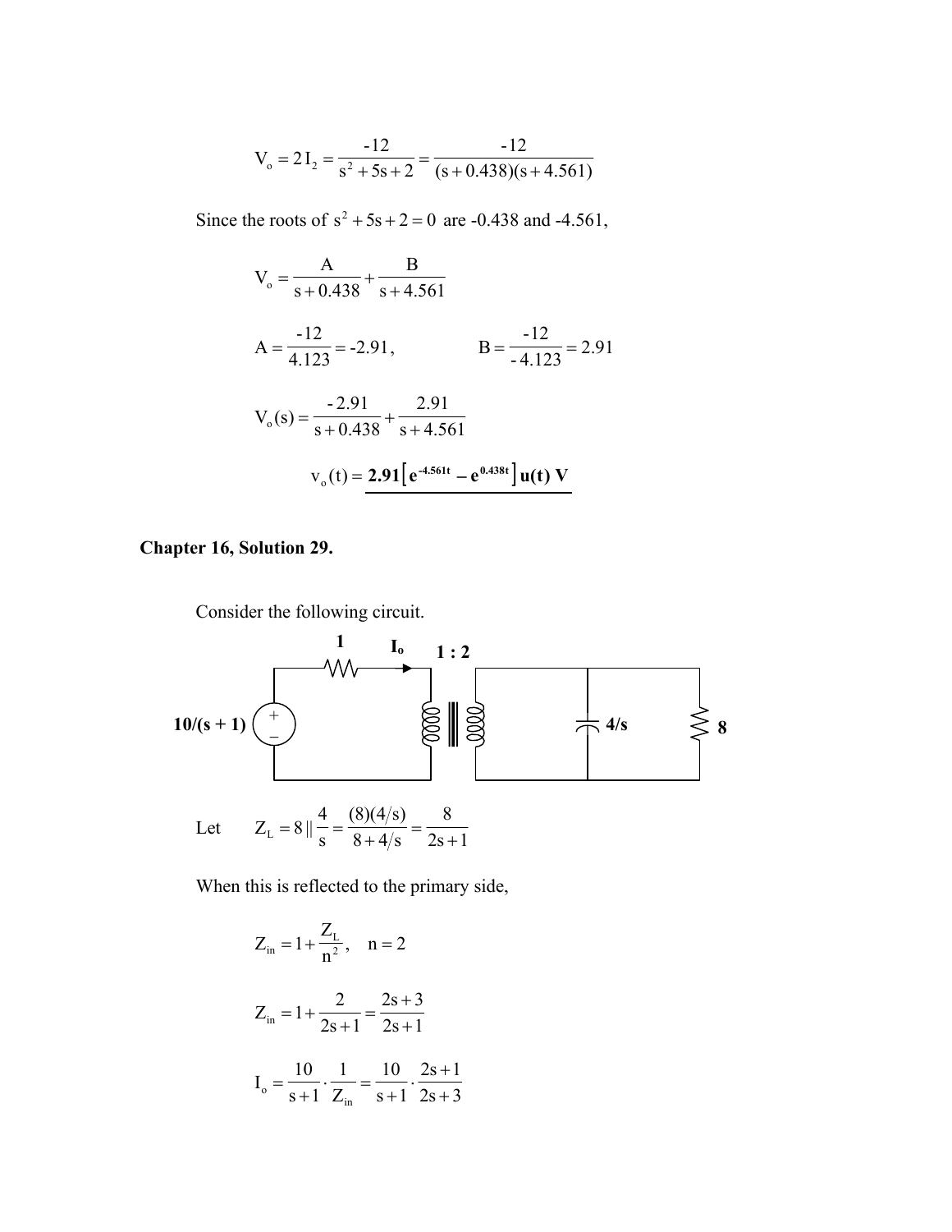$$V_o = 2I_2 = \frac{-12}{s^2 + 5s + 2} = \frac{-12}{(s + 0.438)(s + 4.561)}$$

Since the roots of $s^2 + 5s + 2 = 0$ are -0.438 and -4.561,

$$V_o = \frac{A}{s + 0.438} + \frac{B}{s + 4.561}$$

$$A = \frac{-12}{4.123} = -2.91, \qquad B = \frac{-12}{-4.123} = 2.91$$

$$V_o(s) = \frac{-2.91}{s + 0.438} + \frac{2.91}{s + 4.561}$$

$$v_o(t) = \underline{\mathbf{2.91\left[e^{-4.561t} - e^{0.438t}\right]u(t)\ V}}$$

## Chapter 16, Solution 29.

Consider the following circuit.

(Circuit: source $10/(s + 1)$ in series with a $1$ Ω resistor carrying current $I_o$ into the primary of a $1 : 2$ ideal transformer; the secondary is connected to a $4/s$ capacitor impedance in parallel with an $8$ Ω resistor.)

Let $\quad Z_L = 8 \,||\, \dfrac{4}{s} = \dfrac{(8)(4/s)}{8 + 4/s} = \dfrac{8}{2s + 1}$

When this is reflected to the primary side,

$$Z_{in} = 1 + \frac{Z_L}{n^2}, \quad n = 2$$

$$Z_{in} = 1 + \frac{2}{2s + 1} = \frac{2s + 3}{2s + 1}$$

$$I_o = \frac{10}{s + 1} \cdot \frac{1}{Z_{in}} = \frac{10}{s + 1} \cdot \frac{2s + 1}{2s + 3}$$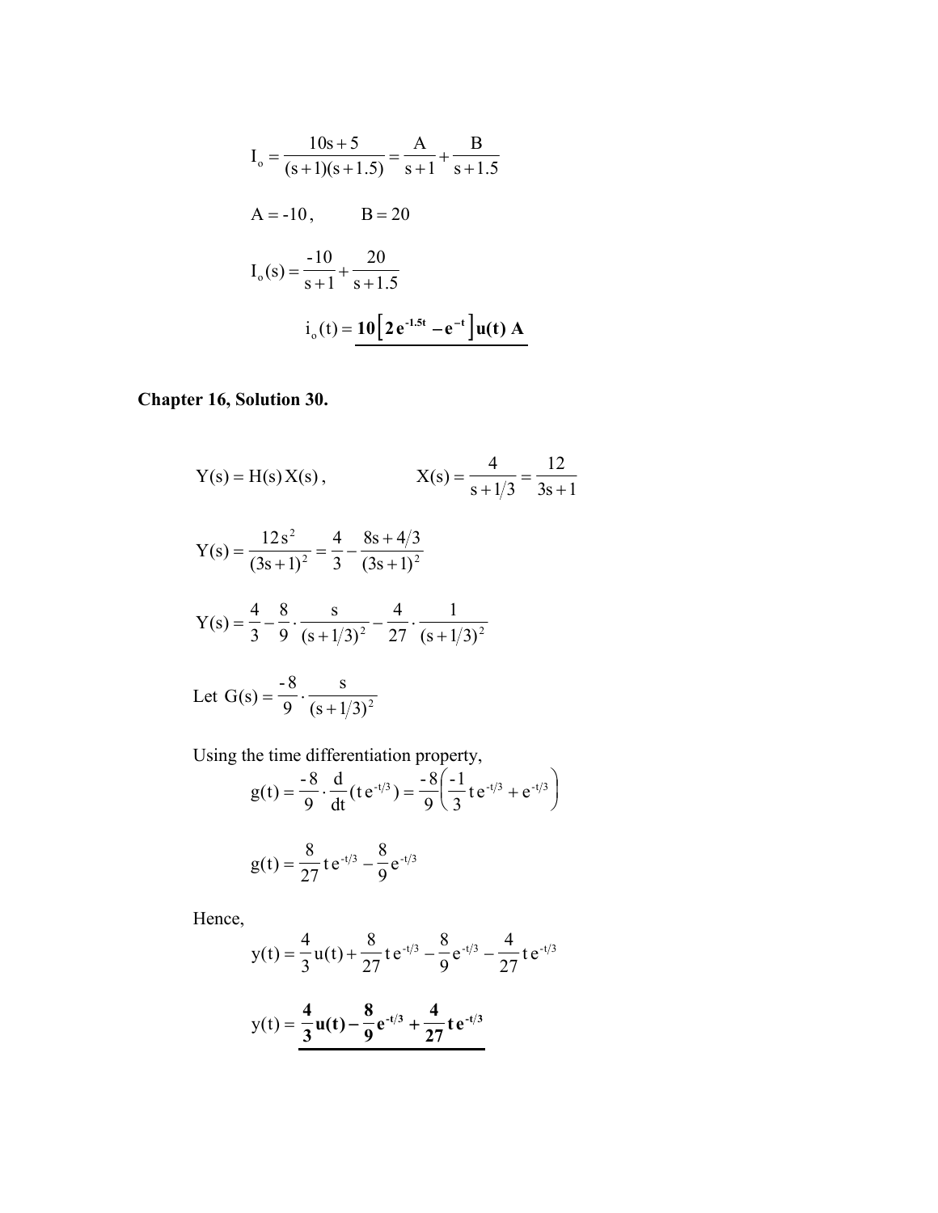$$I_o = \frac{10s+5}{(s+1)(s+1.5)} = \frac{A}{s+1} + \frac{B}{s+1.5}$$

$$A = -10, \qquad B = 20$$

$$I_o(s) = \frac{-10}{s+1} + \frac{20}{s+1.5}$$

$$i_o(t) = \underline{\mathbf{10\left[2\,e^{-1.5t} - e^{-t}\right]u(t)\ A}}$$

## Chapter 16, Solution 30.

$$Y(s) = H(s)\,X(s), \qquad X(s) = \frac{4}{s+1/3} = \frac{12}{3s+1}$$

$$Y(s) = \frac{12\,s^2}{(3s+1)^2} = \frac{4}{3} - \frac{8s + 4/3}{(3s+1)^2}$$

$$Y(s) = \frac{4}{3} - \frac{8}{9}\cdot\frac{s}{(s+1/3)^2} - \frac{4}{27}\cdot\frac{1}{(s+1/3)^2}$$

Let $G(s) = \frac{-8}{9}\cdot\frac{s}{(s+1/3)^2}$

Using the time differentiation property,

$$g(t) = \frac{-8}{9}\cdot\frac{d}{dt}(t\,e^{-t/3}) = \frac{-8}{9}\left(\frac{-1}{3}t\,e^{-t/3} + e^{-t/3}\right)$$

$$g(t) = \frac{8}{27}t\,e^{-t/3} - \frac{8}{9}e^{-t/3}$$

Hence,

$$y(t) = \frac{4}{3}u(t) + \frac{8}{27}t\,e^{-t/3} - \frac{8}{9}e^{-t/3} - \frac{4}{27}t\,e^{-t/3}$$

$$y(t) = \underline{\mathbf{\frac{4}{3}u(t) - \frac{8}{9}e^{-t/3} + \frac{4}{27}t\,e^{-t/3}}}$$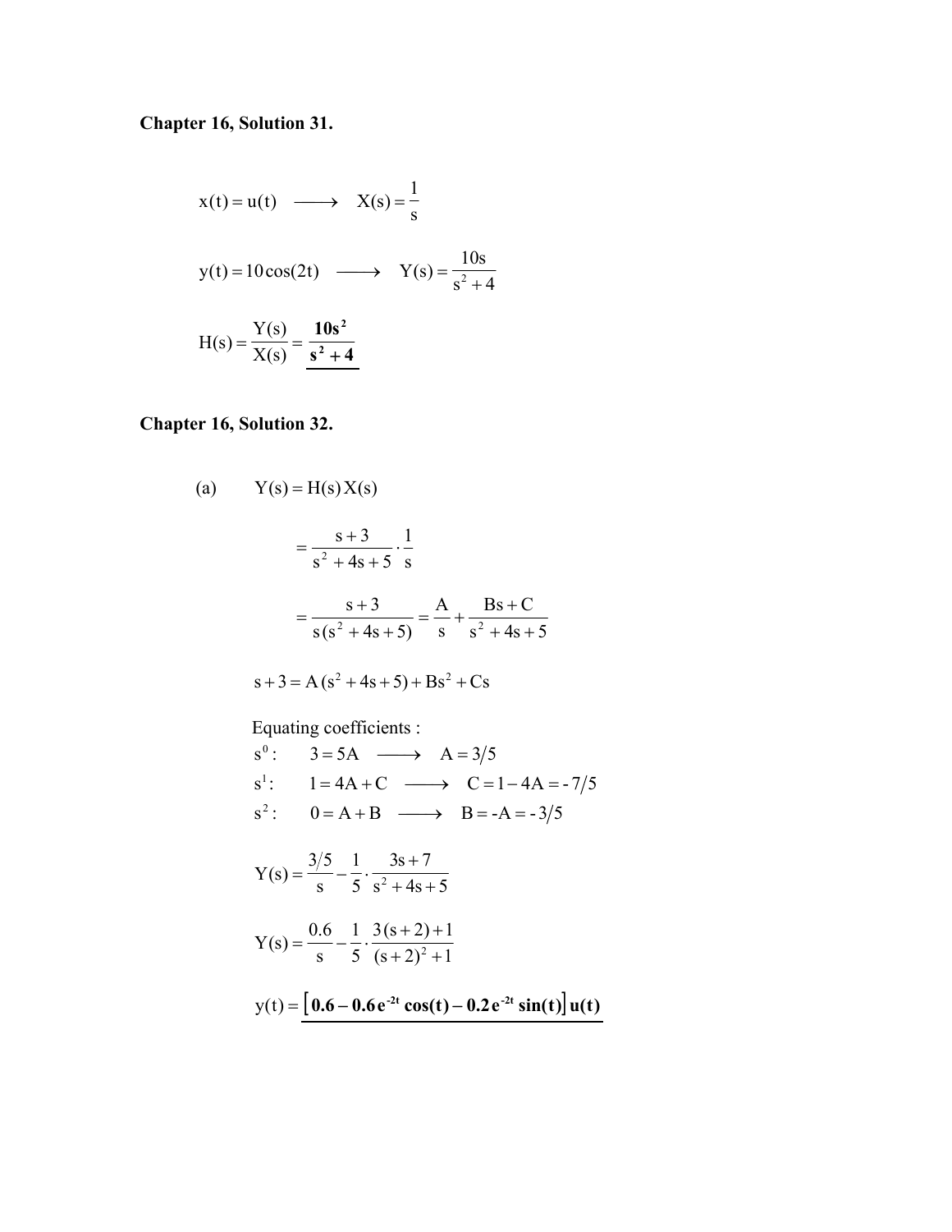**Chapter 16, Solution 31.**

$$x(t) = u(t) \quad \longrightarrow \quad X(s) = \frac{1}{s}$$

$$y(t) = 10\cos(2t) \quad \longrightarrow \quad Y(s) = \frac{10s}{s^2 + 4}$$

$$H(s) = \frac{Y(s)}{X(s)} = \underline{\mathbf{\frac{10s^2}{s^2 + 4}}}$$

**Chapter 16, Solution 32.**

(a) $\quad Y(s) = H(s)\,X(s)$

$$= \frac{s+3}{s^2 + 4s + 5} \cdot \frac{1}{s}$$

$$= \frac{s+3}{s(s^2 + 4s + 5)} = \frac{A}{s} + \frac{Bs + C}{s^2 + 4s + 5}$$

$$s + 3 = A(s^2 + 4s + 5) + Bs^2 + Cs$$

Equating coefficients :

$s^0 : \quad 3 = 5A \quad \longrightarrow \quad A = 3/5$

$s^1 : \quad 1 = 4A + C \quad \longrightarrow \quad C = 1 - 4A = -7/5$

$s^2 : \quad 0 = A + B \quad \longrightarrow \quad B = -A = -3/5$

$$Y(s) = \frac{3/5}{s} - \frac{1}{5} \cdot \frac{3s + 7}{s^2 + 4s + 5}$$

$$Y(s) = \frac{0.6}{s} - \frac{1}{5} \cdot \frac{3(s+2) + 1}{(s+2)^2 + 1}$$

$$y(t) = \underline{\mathbf{\left[0.6 - 0.6e^{-2t}\cos(t) - 0.2e^{-2t}\sin(t)\right]u(t)}}$$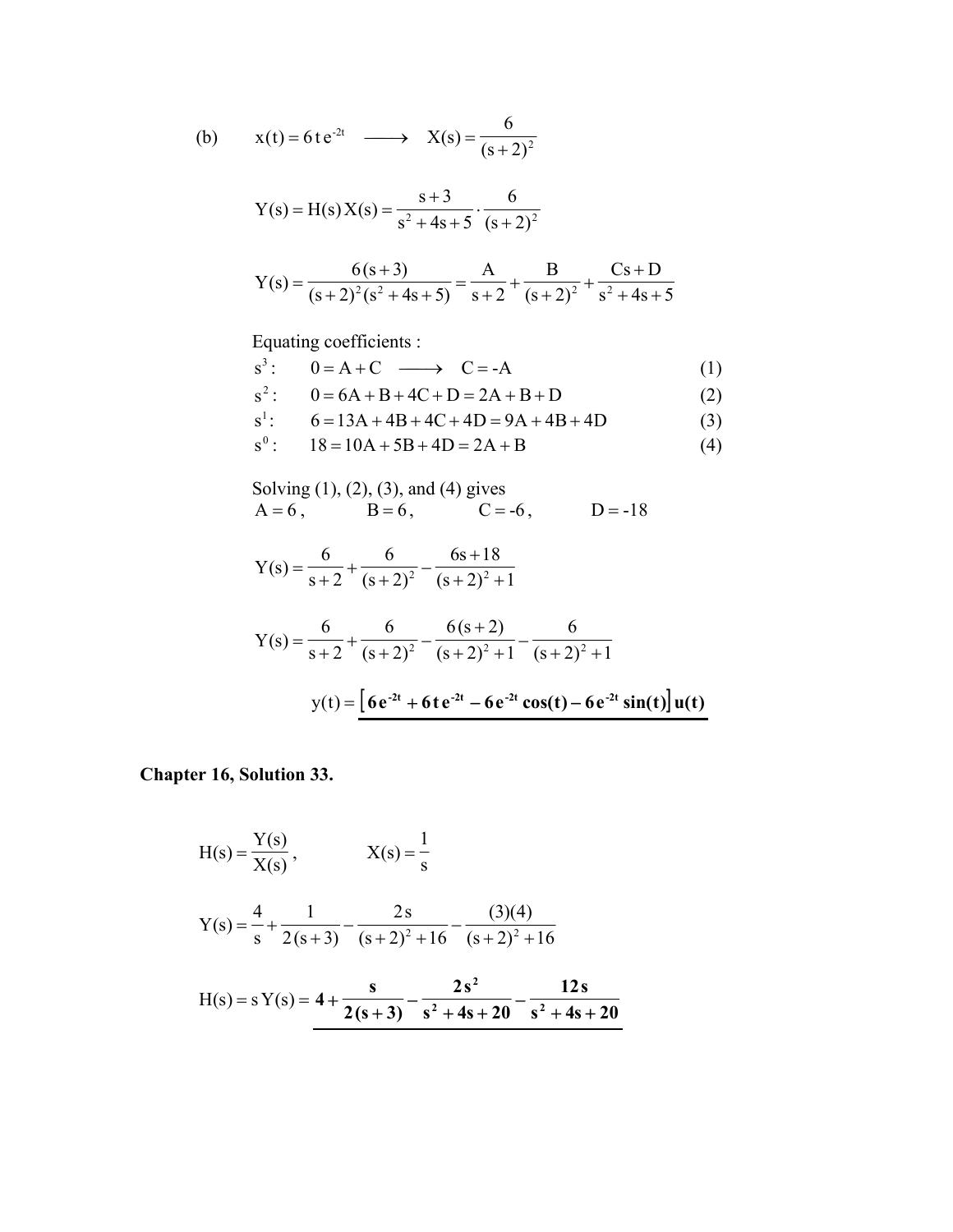(b) $\quad x(t) = 6\,t\,e^{-2t} \quad \longrightarrow \quad X(s) = \dfrac{6}{(s+2)^2}$

$$Y(s) = H(s)\,X(s) = \frac{s+3}{s^2+4s+5} \cdot \frac{6}{(s+2)^2}$$

$$Y(s) = \frac{6\,(s+3)}{(s+2)^2(s^2+4s+5)} = \frac{A}{s+2} + \frac{B}{(s+2)^2} + \frac{Cs+D}{s^2+4s+5}$$

Equating coefficients :

$s^3: \quad 0 = A + C \quad \longrightarrow \quad C = -A \qquad (1)$

$s^2: \quad 0 = 6A + B + 4C + D = 2A + B + D \qquad (2)$

$s^1: \quad 6 = 13A + 4B + 4C + 4D = 9A + 4B + 4D \qquad (3)$

$s^0: \quad 18 = 10A + 5B + 4D = 2A + B \qquad (4)$

Solving (1), (2), (3), and (4) gives

$A = 6, \qquad B = 6, \qquad C = -6, \qquad D = -18$

$$Y(s) = \frac{6}{s+2} + \frac{6}{(s+2)^2} - \frac{6s+18}{(s+2)^2+1}$$

$$Y(s) = \frac{6}{s+2} + \frac{6}{(s+2)^2} - \frac{6\,(s+2)}{(s+2)^2+1} - \frac{6}{(s+2)^2+1}$$

$$y(t) = \underline{\mathbf{\left[6e^{-2t} + 6\,t\,e^{-2t} - 6e^{-2t}\cos(t) - 6e^{-2t}\sin(t)\right]u(t)}}$$

**Chapter 16, Solution 33.**

$$H(s) = \frac{Y(s)}{X(s)}, \qquad X(s) = \frac{1}{s}$$

$$Y(s) = \frac{4}{s} + \frac{1}{2\,(s+3)} - \frac{2\,s}{(s+2)^2+16} - \frac{(3)(4)}{(s+2)^2+16}$$

$$H(s) = s\,Y(s) = \underline{\mathbf{4 + \frac{s}{2\,(s+3)} - \frac{2\,s^2}{s^2+4s+20} - \frac{12\,s}{s^2+4s+20}}}$$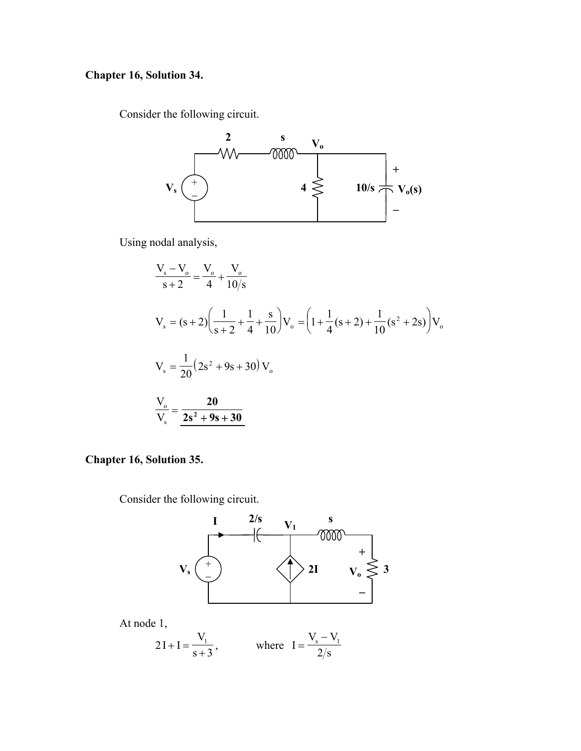**Chapter 16, Solution 34.**

Consider the following circuit.

Using nodal analysis,

$$\frac{V_s - V_o}{s+2} = \frac{V_o}{4} + \frac{V_o}{10/s}$$

$$V_s = (s+2)\left(\frac{1}{s+2} + \frac{1}{4} + \frac{s}{10}\right)V_o = \left(1 + \frac{1}{4}(s+2) + \frac{1}{10}(s^2 + 2s)\right)V_o$$

$$V_s = \frac{1}{20}\left(2s^2 + 9s + 30\right)V_o$$

$$\frac{V_o}{V_s} = \underline{\mathbf{\frac{20}{2s^2 + 9s + 30}}}$$

**Chapter 16, Solution 35.**

Consider the following circuit.

At node 1,

$$2I + I = \frac{V_1}{s+3}, \qquad \text{where} \quad I = \frac{V_s - V_1}{2/s}$$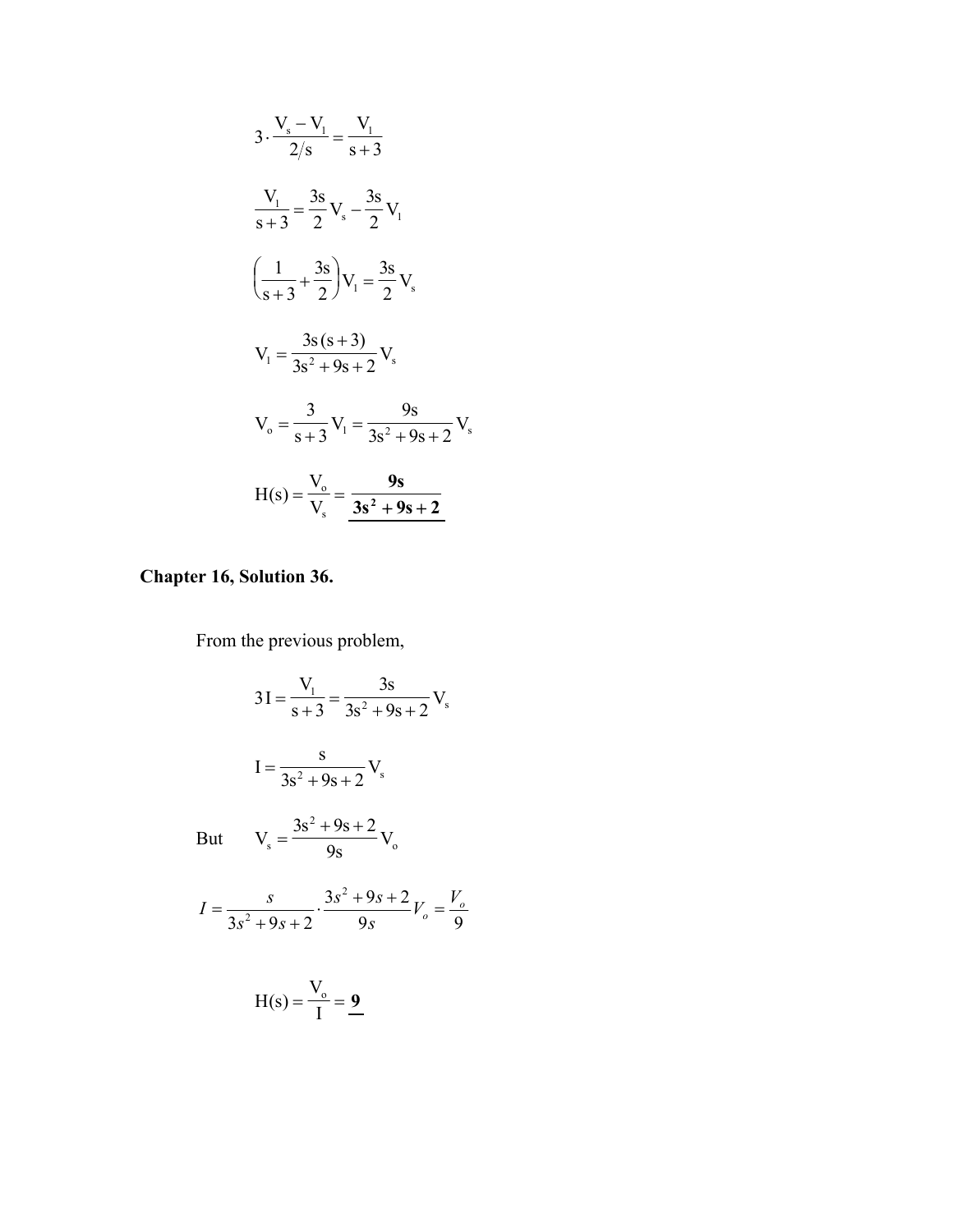$$3 \cdot \frac{V_s - V_1}{2/s} = \frac{V_1}{s+3}$$

$$\frac{V_1}{s+3} = \frac{3s}{2}V_s - \frac{3s}{2}V_1$$

$$\left(\frac{1}{s+3} + \frac{3s}{2}\right)V_1 = \frac{3s}{2}V_s$$

$$V_1 = \frac{3s\,(s+3)}{3s^2 + 9s + 2}V_s$$

$$V_o = \frac{3}{s+3}V_1 = \frac{9s}{3s^2 + 9s + 2}V_s$$

$$H(s) = \frac{V_o}{V_s} = \underline{\mathbf{\frac{9s}{3s^2 + 9s + 2}}}$$

**Chapter 16, Solution 36.**

From the previous problem,

$$3\,I = \frac{V_1}{s+3} = \frac{3s}{3s^2 + 9s + 2}V_s$$

$$I = \frac{s}{3s^2 + 9s + 2}V_s$$

But $\quad V_s = \dfrac{3s^2 + 9s + 2}{9s}V_o$

$$I = \frac{s}{3s^2 + 9s + 2} \cdot \frac{3s^2 + 9s + 2}{9s}V_o = \frac{V_o}{9}$$

$$H(s) = \frac{V_o}{I} = \underline{\mathbf{9}}$$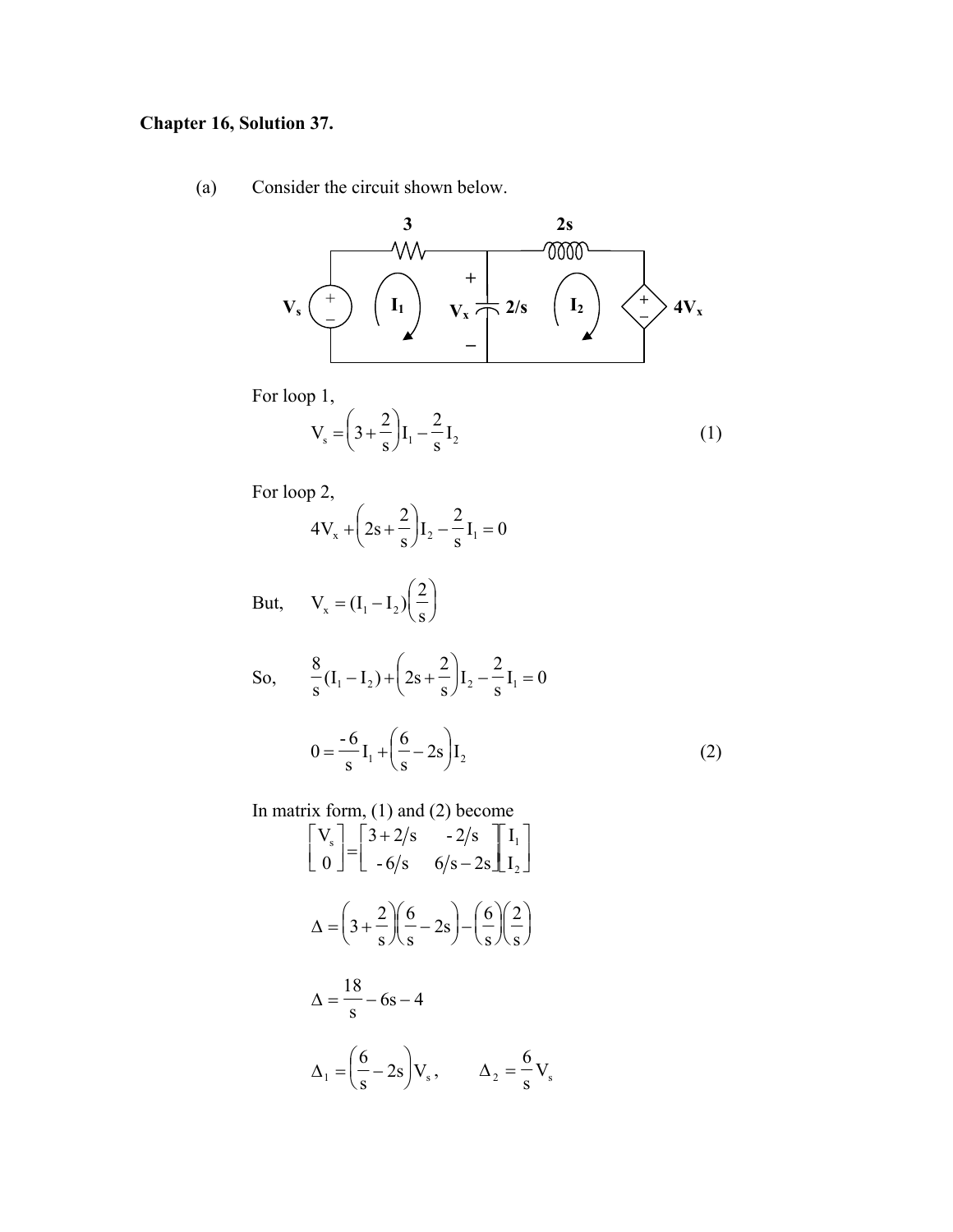**Chapter 16, Solution 37.**

(a) Consider the circuit shown below.

For loop 1,

$$V_s = \left(3 + \frac{2}{s}\right) I_1 - \frac{2}{s} I_2 \qquad (1)$$

For loop 2,

$$4V_x + \left(2s + \frac{2}{s}\right) I_2 - \frac{2}{s} I_1 = 0$$

But, $\quad V_x = (I_1 - I_2)\left(\frac{2}{s}\right)$

So, $\quad \frac{8}{s}(I_1 - I_2) + \left(2s + \frac{2}{s}\right) I_2 - \frac{2}{s} I_1 = 0$

$$0 = \frac{-6}{s} I_1 + \left(\frac{6}{s} - 2s\right) I_2 \qquad (2)$$

In matrix form, (1) and (2) become

$$\begin{bmatrix} V_s \\ 0 \end{bmatrix} = \begin{bmatrix} 3 + 2/s & -2/s \\ -6/s & 6/s - 2s \end{bmatrix} \begin{bmatrix} I_1 \\ I_2 \end{bmatrix}$$

$$\Delta = \left(3 + \frac{2}{s}\right)\left(\frac{6}{s} - 2s\right) - \left(\frac{6}{s}\right)\left(\frac{2}{s}\right)$$

$$\Delta = \frac{18}{s} - 6s - 4$$

$$\Delta_1 = \left(\frac{6}{s} - 2s\right) V_s, \qquad \Delta_2 = \frac{6}{s} V_s$$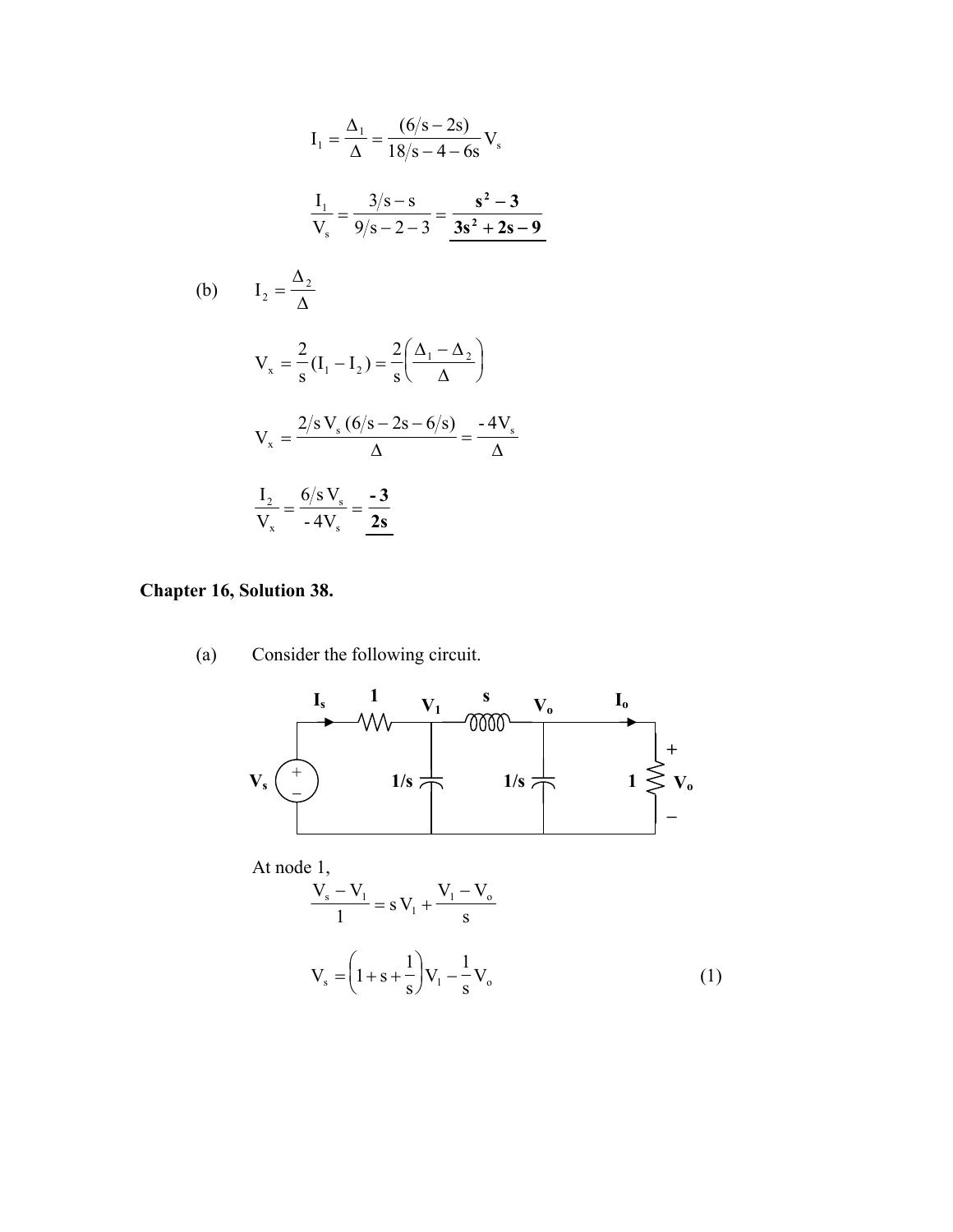$$I_1 = \frac{\Delta_1}{\Delta} = \frac{(6/s - 2s)}{18/s - 4 - 6s} V_s$$

$$\frac{I_1}{V_s} = \frac{3/s - s}{9/s - 2 - 3} = \underline{\mathbf{\frac{s^2 - 3}{3s^2 + 2s - 9}}}$$

(b) $$I_2 = \frac{\Delta_2}{\Delta}$$

$$V_x = \frac{2}{s}(I_1 - I_2) = \frac{2}{s}\left(\frac{\Delta_1 - \Delta_2}{\Delta}\right)$$

$$V_x = \frac{2/s\, V_s\,(6/s - 2s - 6/s)}{\Delta} = \frac{-4V_s}{\Delta}$$

$$\frac{I_2}{V_x} = \frac{6/s\, V_s}{-4V_s} = \underline{\mathbf{\frac{-3}{2s}}}$$

**Chapter 16, Solution 38.**

(a) Consider the following circuit.

At node 1,

$$\frac{V_s - V_1}{1} = s\,V_1 + \frac{V_1 - V_o}{s}$$

$$V_s = \left(1 + s + \frac{1}{s}\right)V_1 - \frac{1}{s}V_o \qquad (1)$$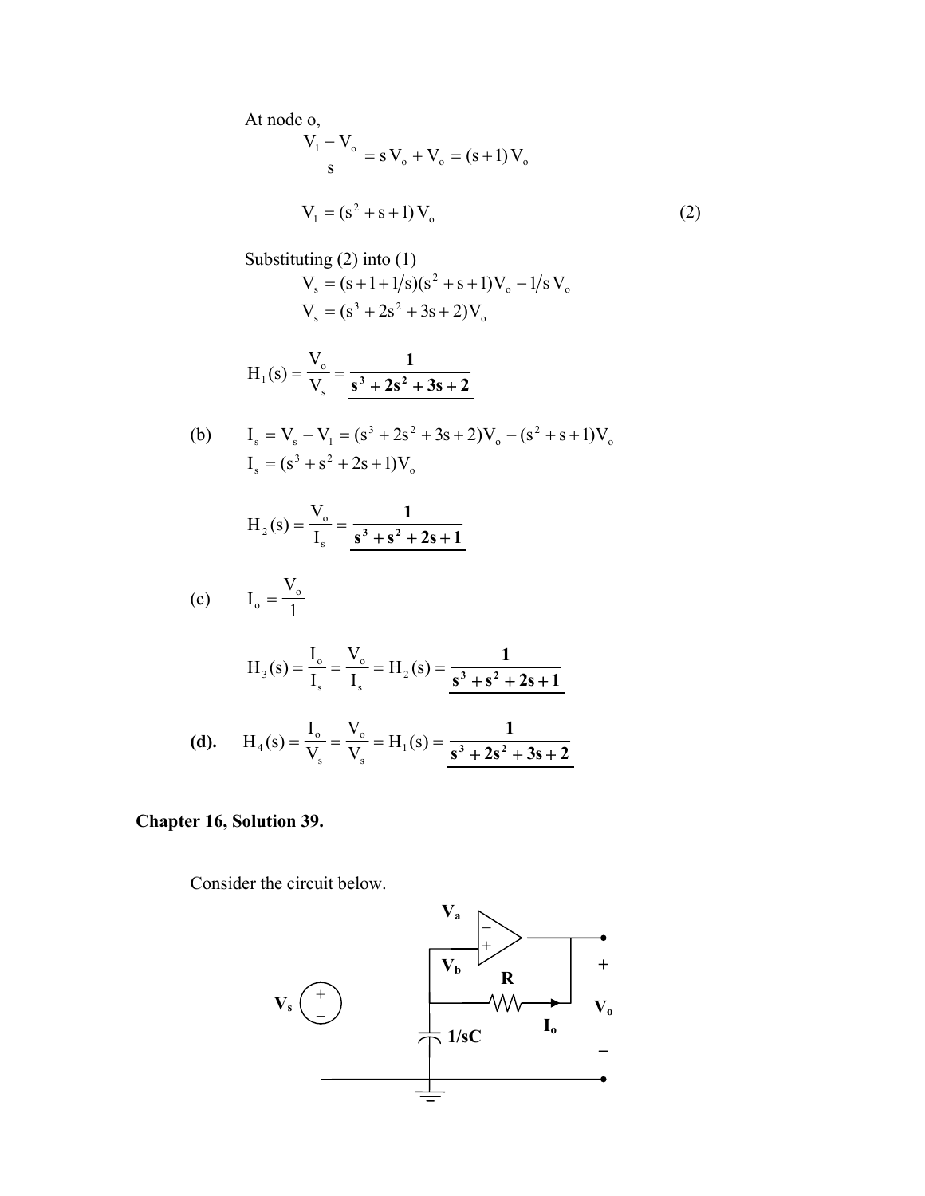At node o,

$$\frac{V_1 - V_o}{s} = s\,V_o + V_o = (s+1)\,V_o$$

$$V_1 = (s^2 + s + 1)\,V_o \qquad (2)$$

Substituting (2) into (1)

$$V_s = (s + 1 + 1/s)(s^2 + s + 1)V_o - 1/s\,V_o$$

$$V_s = (s^3 + 2s^2 + 3s + 2)V_o$$

$$H_1(s) = \frac{V_o}{V_s} = \underline{\mathbf{\frac{1}{s^3 + 2s^2 + 3s + 2}}}$$

(b) $I_s = V_s - V_1 = (s^3 + 2s^2 + 3s + 2)V_o - (s^2 + s + 1)V_o$

$$I_s = (s^3 + s^2 + 2s + 1)V_o$$

$$H_2(s) = \frac{V_o}{I_s} = \underline{\mathbf{\frac{1}{s^3 + s^2 + 2s + 1}}}$$

(c) $I_o = \dfrac{V_o}{1}$

$$H_3(s) = \frac{I_o}{I_s} = \frac{V_o}{I_s} = H_2(s) = \underline{\mathbf{\frac{1}{s^3 + s^2 + 2s + 1}}}$$

**(d).** $H_4(s) = \dfrac{I_o}{V_s} = \dfrac{V_o}{V_s} = H_1(s) = \underline{\mathbf{\dfrac{1}{s^3 + 2s^2 + 3s + 2}}}$

**Chapter 16, Solution 39.**

Consider the circuit below.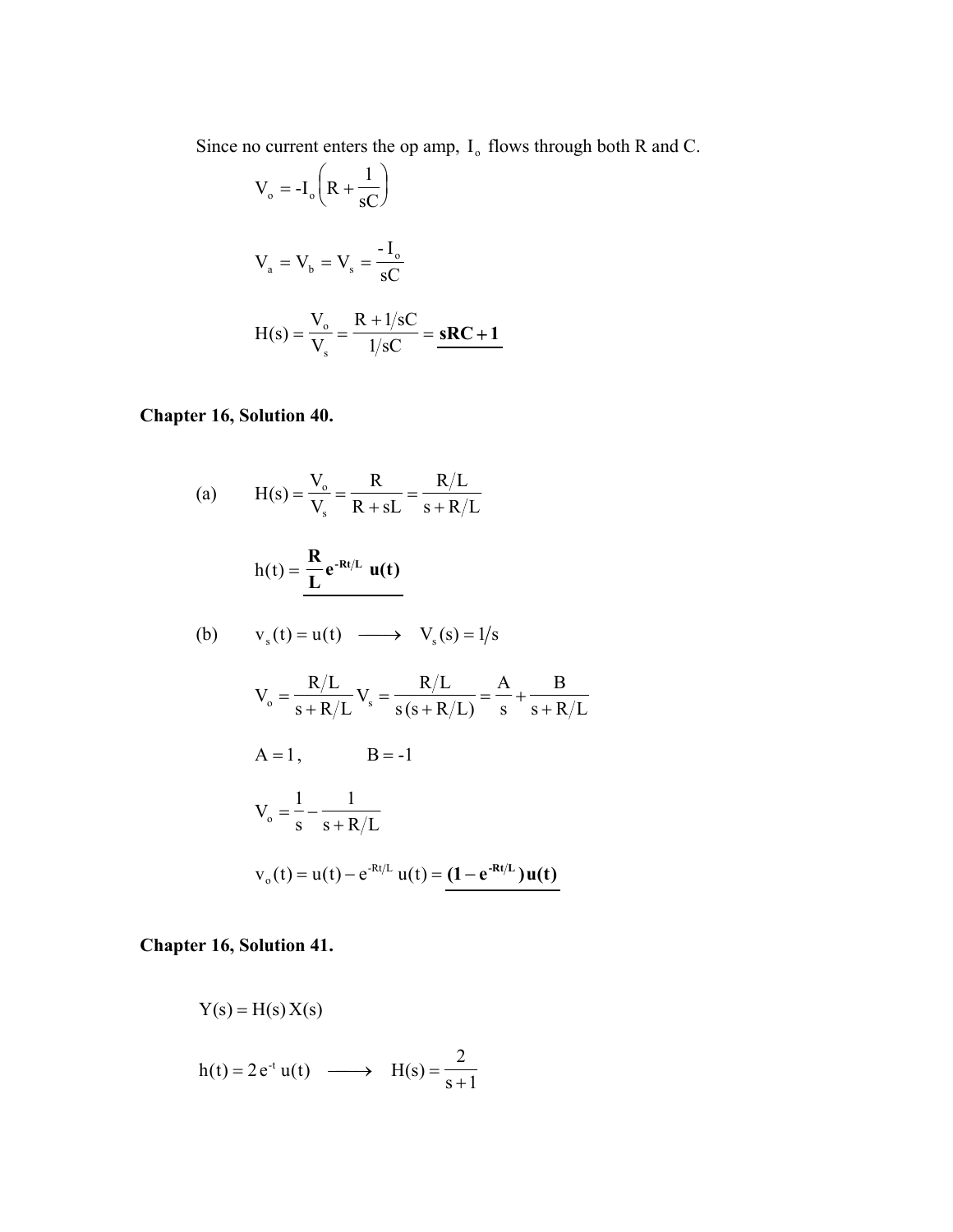Since no current enters the op amp, $I_o$ flows through both R and C.

$$V_o = -I_o\left(R + \frac{1}{sC}\right)$$

$$V_a = V_b = V_s = \frac{-I_o}{sC}$$

$$H(s) = \frac{V_o}{V_s} = \frac{R + 1/sC}{1/sC} = \underline{\mathbf{sRC + 1}}$$

**Chapter 16, Solution 40.**

(a) $$H(s) = \frac{V_o}{V_s} = \frac{R}{R + sL} = \frac{R/L}{s + R/L}$$

$$h(t) = \underline{\frac{\mathbf{R}}{\mathbf{L}}\mathbf{e}^{\mathbf{-Rt/L}}\ \mathbf{u(t)}}$$

(b) $$v_s(t) = u(t) \longrightarrow V_s(s) = 1/s$$

$$V_o = \frac{R/L}{s + R/L}V_s = \frac{R/L}{s(s + R/L)} = \frac{A}{s} + \frac{B}{s + R/L}$$

$$A = 1, \qquad B = -1$$

$$V_o = \frac{1}{s} - \frac{1}{s + R/L}$$

$$v_o(t) = u(t) - e^{-Rt/L}\,u(t) = \underline{\mathbf{(1 - e^{-Rt/L})\,u(t)}}$$

**Chapter 16, Solution 41.**

$$Y(s) = H(s)\,X(s)$$

$$h(t) = 2\,e^{-t}\,u(t) \longrightarrow H(s) = \frac{2}{s+1}$$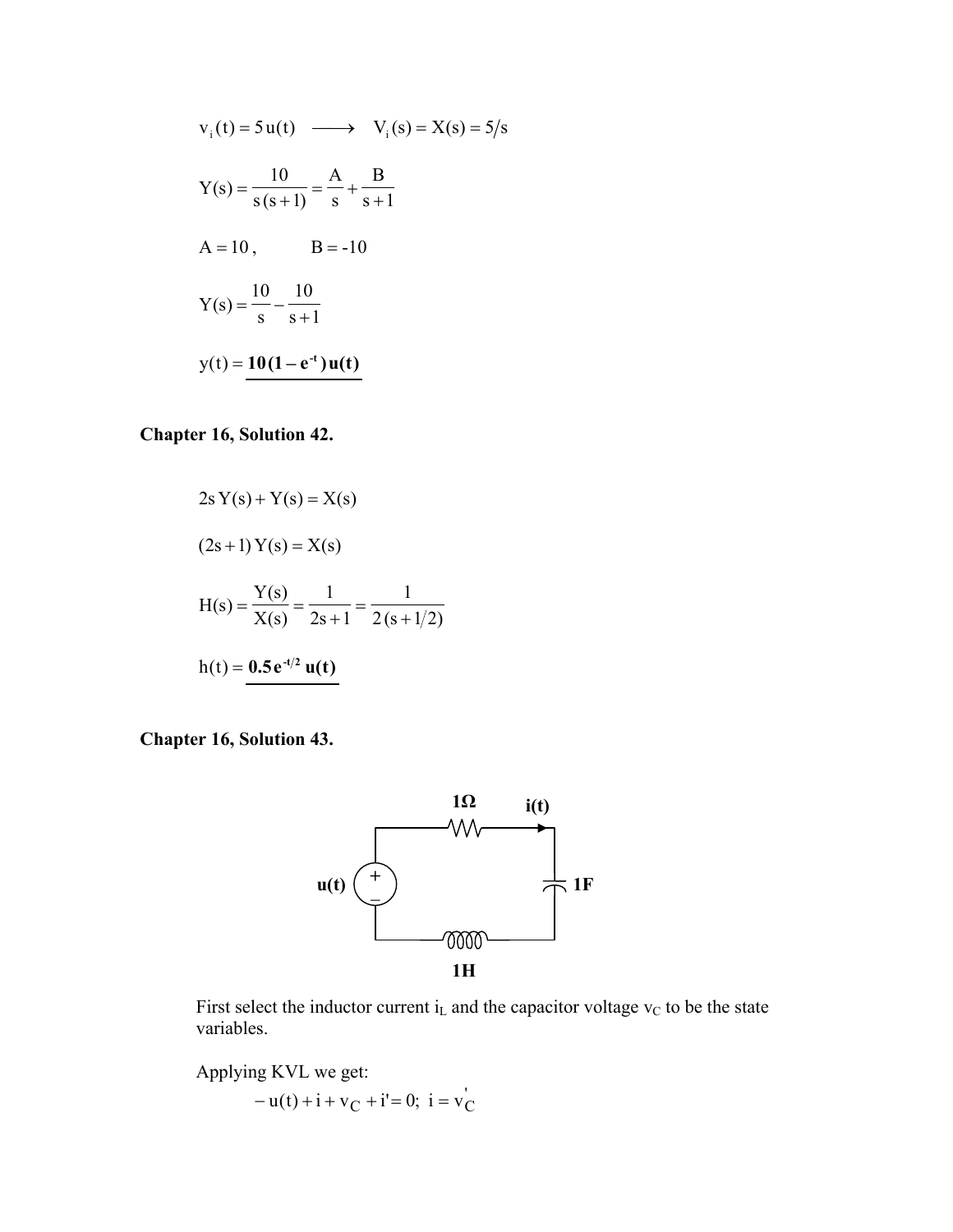$$v_i(t) = 5\,u(t) \quad \longrightarrow \quad V_i(s) = X(s) = 5/s$$

$$Y(s) = \frac{10}{s\,(s+1)} = \frac{A}{s} + \frac{B}{s+1}$$

$$A = 10\,, \qquad B = -10$$

$$Y(s) = \frac{10}{s} - \frac{10}{s+1}$$

$$y(t) = \mathbf{10\,(1 - e^{-t})\,u(t)}$$

## Chapter 16, Solution 42.

$$2s\,Y(s) + Y(s) = X(s)$$

$$(2s+1)\,Y(s) = X(s)$$

$$H(s) = \frac{Y(s)}{X(s)} = \frac{1}{2s+1} = \frac{1}{2\,(s+1/2)}$$

$$h(t) = \mathbf{0.5\,e^{-t/2}\,u(t)}$$

## Chapter 16, Solution 43.

1Ω, i(t), u(t), 1F, 1H

First select the inductor current $i_L$ and the capacitor voltage $v_C$ to be the state variables.

Applying KVL we get:

$$-u(t) + i + v_C + i' = 0; \;\; i = v_C'$$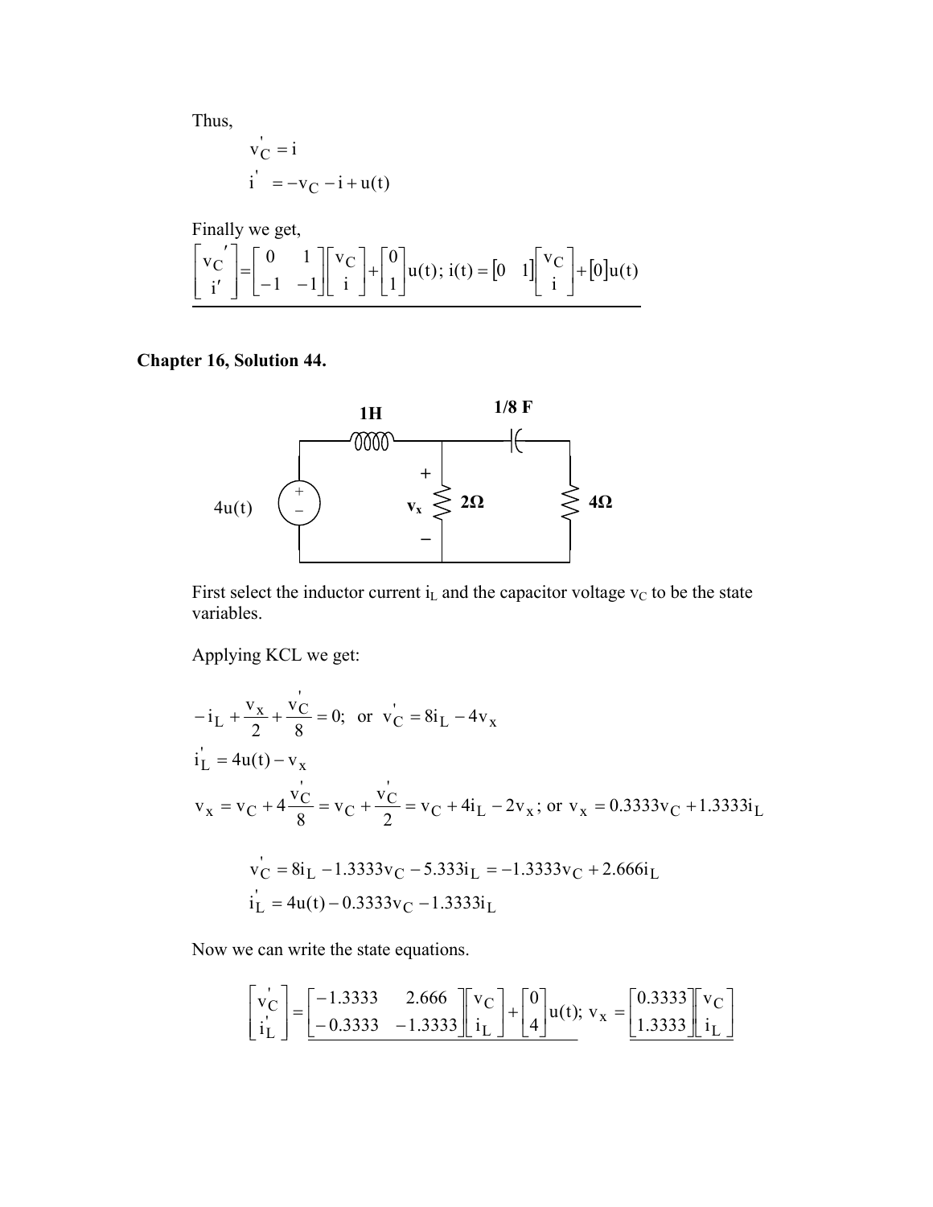Thus,

$$v_C' = i$$
$$i' = -v_C - i + u(t)$$

Finally we get,

$$\begin{bmatrix} v_C' \\ i' \end{bmatrix} = \begin{bmatrix} 0 & 1 \\ -1 & -1 \end{bmatrix}\begin{bmatrix} v_C \\ i \end{bmatrix} + \begin{bmatrix} 0 \\ 1 \end{bmatrix}u(t);\ i(t) = \begin{bmatrix} 0 & 1 \end{bmatrix}\begin{bmatrix} v_C \\ i \end{bmatrix} + \begin{bmatrix} 0 \end{bmatrix}u(t)$$

## Chapter 16, Solution 44.

1H

1/8 F

4u(t)

+
$v_x$
−

2Ω

4Ω

First select the inductor current $i_L$ and the capacitor voltage $v_C$ to be the state variables.

Applying KCL we get:

$$-i_L + \frac{v_x}{2} + \frac{v_C'}{8} = 0;\ \text{ or }\ v_C' = 8i_L - 4v_x$$

$$i_L' = 4u(t) - v_x$$

$$v_x = v_C + 4\frac{v_C'}{8} = v_C + \frac{v_C'}{2} = v_C + 4i_L - 2v_x;\ \text{or}\ v_x = 0.3333v_C + 1.3333i_L$$

$$v_C' = 8i_L - 1.3333v_C - 5.333i_L = -1.3333v_C + 2.666i_L$$
$$i_L' = 4u(t) - 0.3333v_C - 1.3333i_L$$

Now we can write the state equations.

$$\begin{bmatrix} v_C' \\ i_L' \end{bmatrix} = \begin{bmatrix} -1.3333 & 2.666 \\ -0.3333 & -1.3333 \end{bmatrix}\begin{bmatrix} v_C \\ i_L \end{bmatrix} + \begin{bmatrix} 0 \\ 4 \end{bmatrix}u(t);\ v_x = \begin{bmatrix} 0.3333 \\ 1.3333 \end{bmatrix}\begin{bmatrix} v_C \\ i_L \end{bmatrix}$$